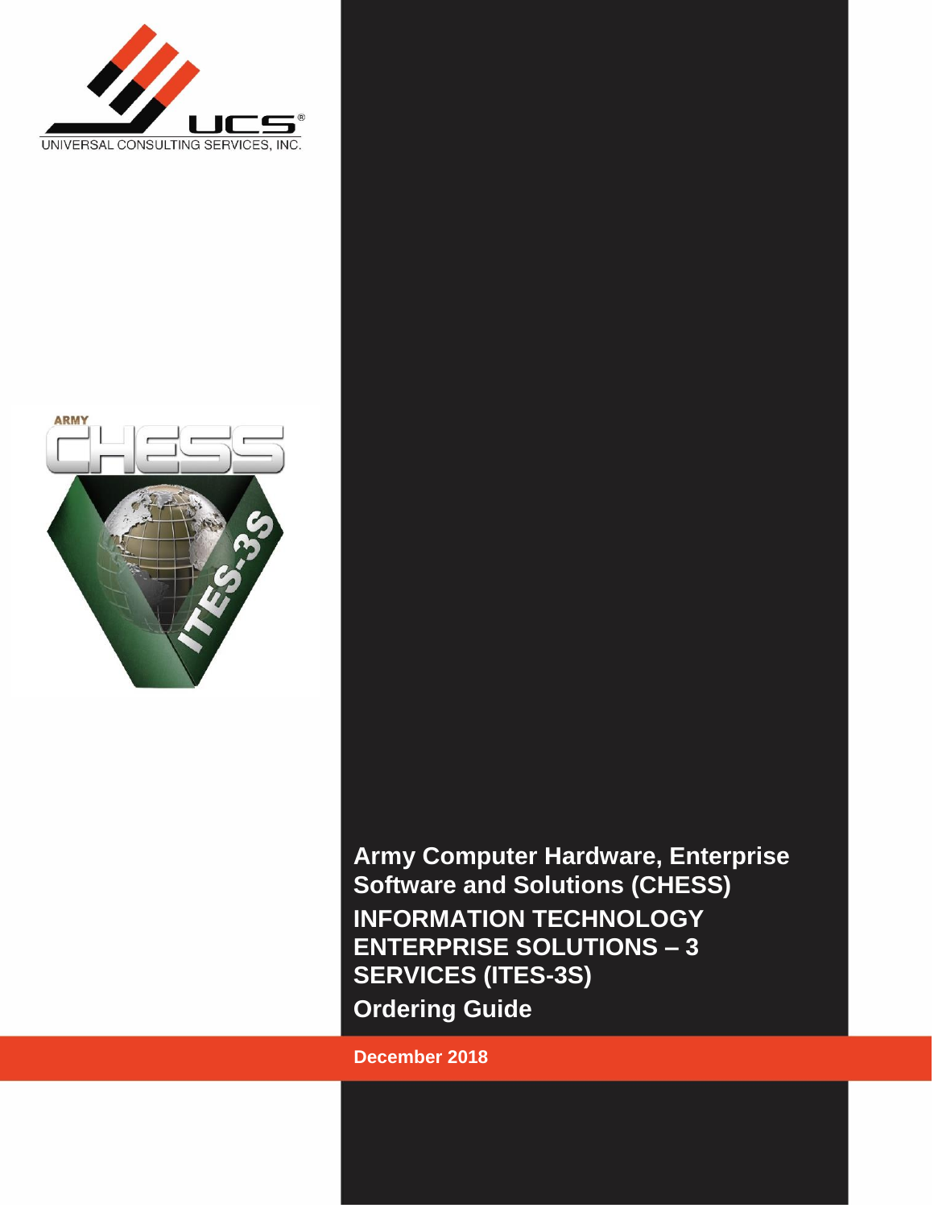UNIVERSAL CONSULTING SERVICES, INC.

# Army Computer Hardware, Enterprise Software and Solutions (CHESS)

# INFORMATION TECHNOLOGY ENTERPRISE SOLUTIONS – 3 SERVICES (ITES-3S)

# Ordering Guide

**December 2018**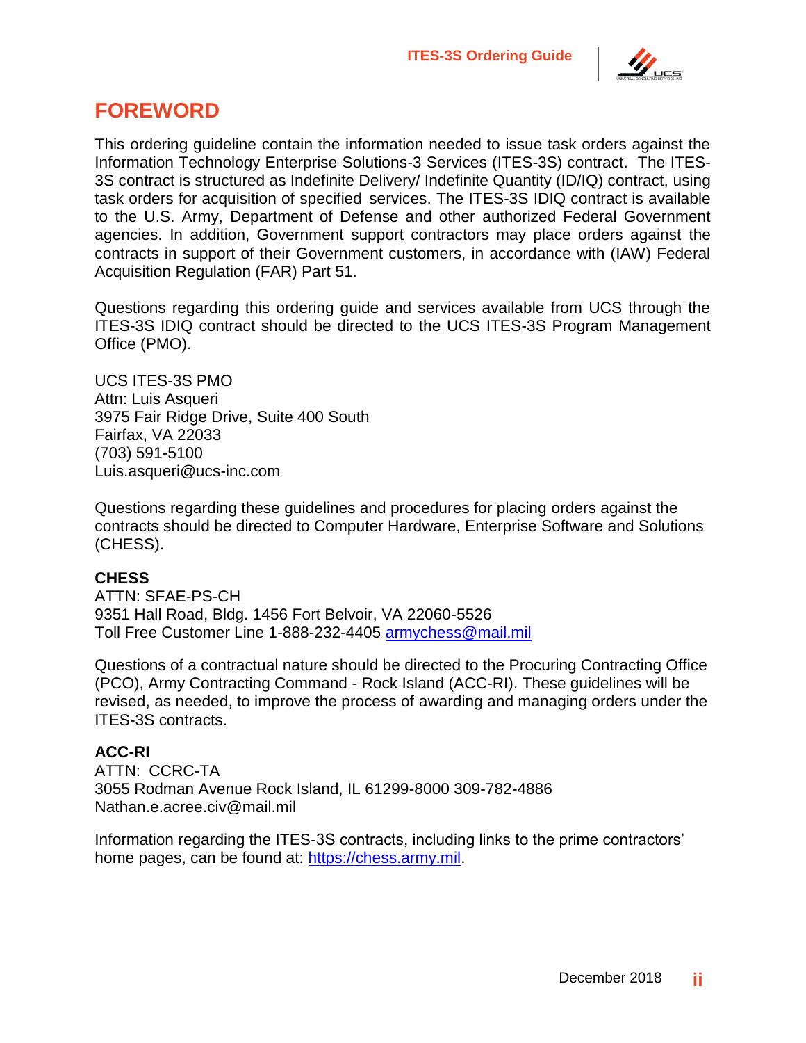# FOREWORD

This ordering guideline contain the information needed to issue task orders against the Information Technology Enterprise Solutions-3 Services (ITES-3S) contract. The ITES-3S contract is structured as Indefinite Delivery/ Indefinite Quantity (ID/IQ) contract, using task orders for acquisition of specified services. The ITES-3S IDIQ contract is available to the U.S. Army, Department of Defense and other authorized Federal Government agencies. In addition, Government support contractors may place orders against the contracts in support of their Government customers, in accordance with (IAW) Federal Acquisition Regulation (FAR) Part 51.

Questions regarding this ordering guide and services available from UCS through the ITES-3S IDIQ contract should be directed to the UCS ITES-3S Program Management Office (PMO).

UCS ITES-3S PMO
Attn: Luis Asqueri
3975 Fair Ridge Drive, Suite 400 South
Fairfax, VA 22033
(703) 591-5100
Luis.asqueri@ucs-inc.com

Questions regarding these guidelines and procedures for placing orders against the contracts should be directed to Computer Hardware, Enterprise Software and Solutions (CHESS).

**CHESS**
ATTN: SFAE-PS-CH
9351 Hall Road, Bldg. 1456 Fort Belvoir, VA 22060-5526
Toll Free Customer Line 1-888-232-4405 armychess@mail.mil

Questions of a contractual nature should be directed to the Procuring Contracting Office (PCO), Army Contracting Command - Rock Island (ACC-RI). These guidelines will be revised, as needed, to improve the process of awarding and managing orders under the ITES-3S contracts.

**ACC-RI**
ATTN: CCRC-TA
3055 Rodman Avenue Rock Island, IL 61299-8000 309-782-4886
Nathan.e.acree.civ@mail.mil

Information regarding the ITES-3S contracts, including links to the prime contractors' home pages, can be found at: https://chess.army.mil.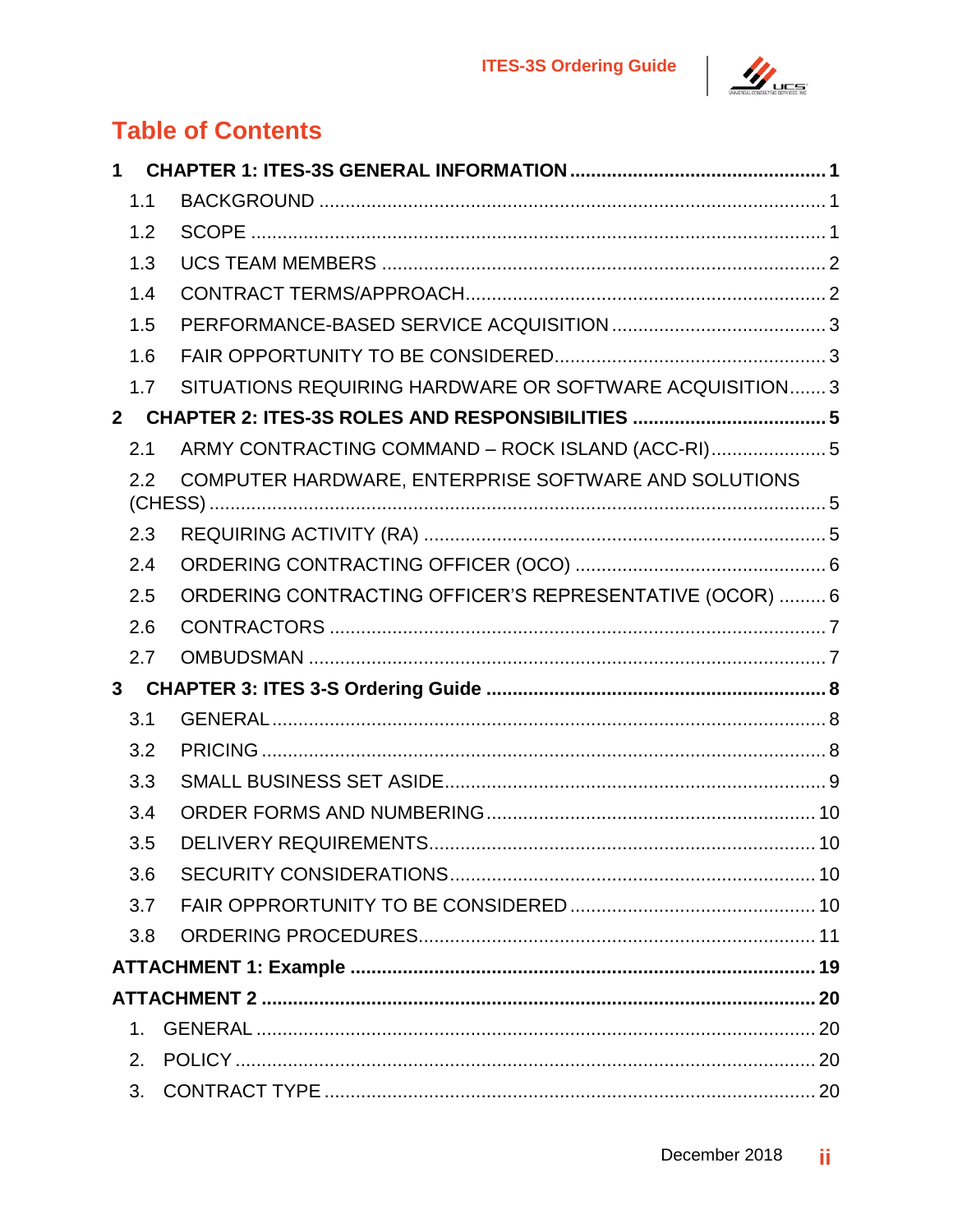# Table of Contents

**1 CHAPTER 1: ITES-3S GENERAL INFORMATION ..... 1**

- 1.1 BACKGROUND ..... 1
- 1.2 SCOPE ..... 1
- 1.3 UCS TEAM MEMBERS ..... 2
- 1.4 CONTRACT TERMS/APPROACH ..... 2
- 1.5 PERFORMANCE-BASED SERVICE ACQUISITION ..... 3
- 1.6 FAIR OPPORTUNITY TO BE CONSIDERED ..... 3
- 1.7 SITUATIONS REQUIRING HARDWARE OR SOFTWARE ACQUISITION ..... 3

**2 CHAPTER 2: ITES-3S ROLES AND RESPONSIBILITIES ..... 5**

- 2.1 ARMY CONTRACTING COMMAND – ROCK ISLAND (ACC-RI) ..... 5
- 2.2 COMPUTER HARDWARE, ENTERPRISE SOFTWARE AND SOLUTIONS (CHESS) ..... 5
- 2.3 REQUIRING ACTIVITY (RA) ..... 5
- 2.4 ORDERING CONTRACTING OFFICER (OCO) ..... 6
- 2.5 ORDERING CONTRACTING OFFICER'S REPRESENTATIVE (OCOR) ..... 6
- 2.6 CONTRACTORS ..... 7
- 2.7 OMBUDSMAN ..... 7

**3 CHAPTER 3: ITES 3-S Ordering Guide ..... 8**

- 3.1 GENERAL ..... 8
- 3.2 PRICING ..... 8
- 3.3 SMALL BUSINESS SET ASIDE ..... 9
- 3.4 ORDER FORMS AND NUMBERING ..... 10
- 3.5 DELIVERY REQUIREMENTS ..... 10
- 3.6 SECURITY CONSIDERATIONS ..... 10
- 3.7 FAIR OPPRORTUNITY TO BE CONSIDERED ..... 10
- 3.8 ORDERING PROCEDURES ..... 11

**ATTACHMENT 1: Example ..... 19**

**ATTACHMENT 2 ..... 20**

1. GENERAL ..... 20
2. POLICY ..... 20
3. CONTRACT TYPE ..... 20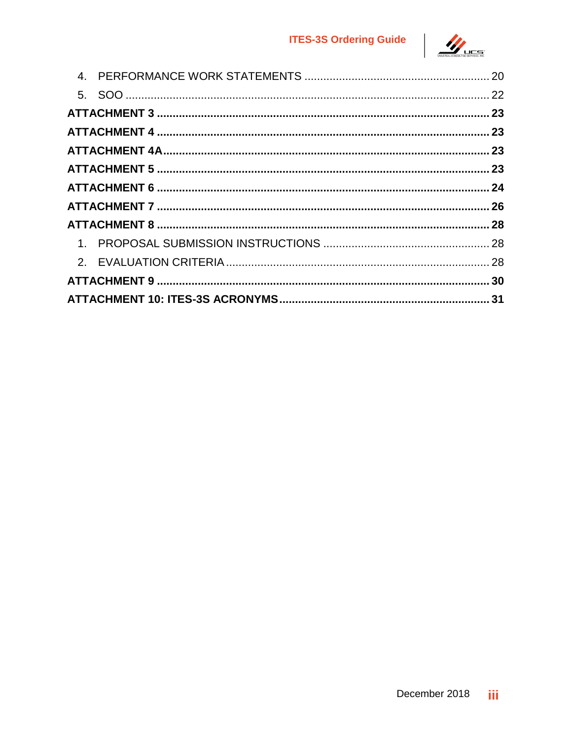4. PERFORMANCE WORK STATEMENTS .......................................................... 20
5. SOO ........................................................................................................ 22

**ATTACHMENT 3 ....................................................................................................... 23**

**ATTACHMENT 4 ....................................................................................................... 23**

**ATTACHMENT 4A ..................................................................................................... 23**

**ATTACHMENT 5 ....................................................................................................... 23**

**ATTACHMENT 6 ....................................................................................................... 24**

**ATTACHMENT 7 ....................................................................................................... 26**

**ATTACHMENT 8 ....................................................................................................... 28**

1. PROPOSAL SUBMISSION INSTRUCTIONS .................................................... 28
2. EVALUATION CRITERIA .................................................................................. 28

**ATTACHMENT 9 ....................................................................................................... 30**

**ATTACHMENT 10: ITES-3S ACRONYMS ................................................................. 31**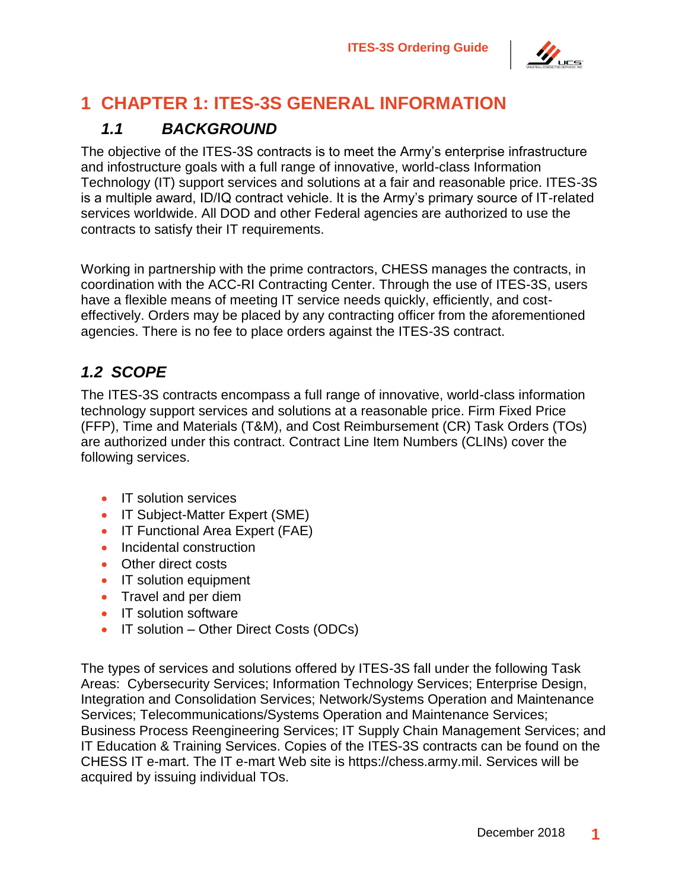# 1 CHAPTER 1: ITES-3S GENERAL INFORMATION

## *1.1 BACKGROUND*

The objective of the ITES-3S contracts is to meet the Army's enterprise infrastructure and infostructure goals with a full range of innovative, world-class Information Technology (IT) support services and solutions at a fair and reasonable price. ITES-3S is a multiple award, ID/IQ contract vehicle. It is the Army's primary source of IT-related services worldwide. All DOD and other Federal agencies are authorized to use the contracts to satisfy their IT requirements.

Working in partnership with the prime contractors, CHESS manages the contracts, in coordination with the ACC-RI Contracting Center. Through the use of ITES-3S, users have a flexible means of meeting IT service needs quickly, efficiently, and cost-effectively. Orders may be placed by any contracting officer from the aforementioned agencies. There is no fee to place orders against the ITES-3S contract.

## *1.2 SCOPE*

The ITES-3S contracts encompass a full range of innovative, world-class information technology support services and solutions at a reasonable price. Firm Fixed Price (FFP), Time and Materials (T&M), and Cost Reimbursement (CR) Task Orders (TOs) are authorized under this contract. Contract Line Item Numbers (CLINs) cover the following services.

- IT solution services
- IT Subject-Matter Expert (SME)
- IT Functional Area Expert (FAE)
- Incidental construction
- Other direct costs
- IT solution equipment
- Travel and per diem
- IT solution software
- IT solution – Other Direct Costs (ODCs)

The types of services and solutions offered by ITES-3S fall under the following Task Areas: Cybersecurity Services; Information Technology Services; Enterprise Design, Integration and Consolidation Services; Network/Systems Operation and Maintenance Services; Telecommunications/Systems Operation and Maintenance Services; Business Process Reengineering Services; IT Supply Chain Management Services; and IT Education & Training Services. Copies of the ITES-3S contracts can be found on the CHESS IT e-mart. The IT e-mart Web site is https://chess.army.mil. Services will be acquired by issuing individual TOs.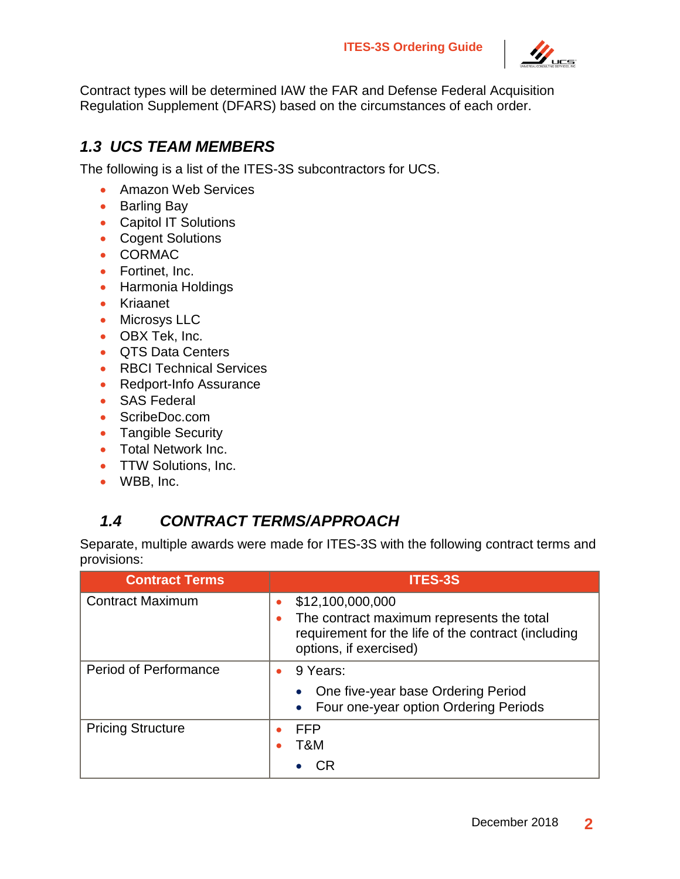Contract types will be determined IAW the FAR and Defense Federal Acquisition Regulation Supplement (DFARS) based on the circumstances of each order.

### *1.3 UCS TEAM MEMBERS*

The following is a list of the ITES-3S subcontractors for UCS.

- Amazon Web Services
- Barling Bay
- Capitol IT Solutions
- Cogent Solutions
- CORMAC
- Fortinet, Inc.
- Harmonia Holdings
- Kriaanet
- Microsys LLC
- OBX Tek, Inc.
- QTS Data Centers
- RBCI Technical Services
- Redport-Info Assurance
- SAS Federal
- ScribeDoc.com
- Tangible Security
- Total Network Inc.
- TTW Solutions, Inc.
- WBB, Inc.

### *1.4 CONTRACT TERMS/APPROACH*

Separate, multiple awards were made for ITES-3S with the following contract terms and provisions:

| Contract Terms | ITES-3S |
| --- | --- |
| Contract Maximum | • $12,100,000,000<br>• The contract maximum represents the total requirement for the life of the contract (including options, if exercised) |
| Period of Performance | • 9 Years:<br>  ◦ One five-year base Ordering Period<br>  ◦ Four one-year option Ordering Periods |
| Pricing Structure | • FFP<br>• T&M<br>  ◦ CR |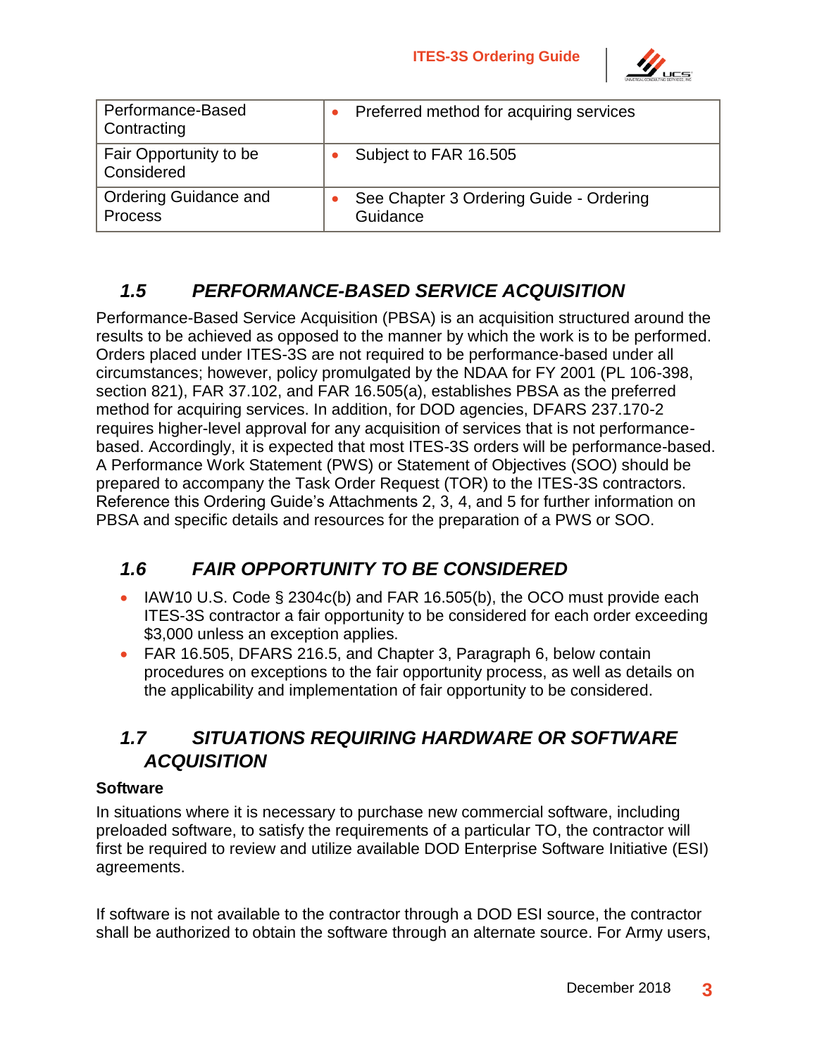| | |
|---|---|
| Performance-Based Contracting | • Preferred method for acquiring services |
| Fair Opportunity to be Considered | • Subject to FAR 16.505 |
| Ordering Guidance and Process | • See Chapter 3 Ordering Guide - Ordering Guidance |

## *1.5 PERFORMANCE-BASED SERVICE ACQUISITION*

Performance-Based Service Acquisition (PBSA) is an acquisition structured around the results to be achieved as opposed to the manner by which the work is to be performed. Orders placed under ITES-3S are not required to be performance-based under all circumstances; however, policy promulgated by the NDAA for FY 2001 (PL 106-398, section 821), FAR 37.102, and FAR 16.505(a), establishes PBSA as the preferred method for acquiring services. In addition, for DOD agencies, DFARS 237.170-2 requires higher-level approval for any acquisition of services that is not performance-based. Accordingly, it is expected that most ITES-3S orders will be performance-based. A Performance Work Statement (PWS) or Statement of Objectives (SOO) should be prepared to accompany the Task Order Request (TOR) to the ITES-3S contractors. Reference this Ordering Guide's Attachments 2, 3, 4, and 5 for further information on PBSA and specific details and resources for the preparation of a PWS or SOO.

## *1.6 FAIR OPPORTUNITY TO BE CONSIDERED*

- IAW10 U.S. Code § 2304c(b) and FAR 16.505(b), the OCO must provide each ITES-3S contractor a fair opportunity to be considered for each order exceeding $3,000 unless an exception applies.
- FAR 16.505, DFARS 216.5, and Chapter 3, Paragraph 6, below contain procedures on exceptions to the fair opportunity process, as well as details on the applicability and implementation of fair opportunity to be considered.

## *1.7 SITUATIONS REQUIRING HARDWARE OR SOFTWARE ACQUISITION*

**Software**

In situations where it is necessary to purchase new commercial software, including preloaded software, to satisfy the requirements of a particular TO, the contractor will first be required to review and utilize available DOD Enterprise Software Initiative (ESI) agreements.

If software is not available to the contractor through a DOD ESI source, the contractor shall be authorized to obtain the software through an alternate source. For Army users,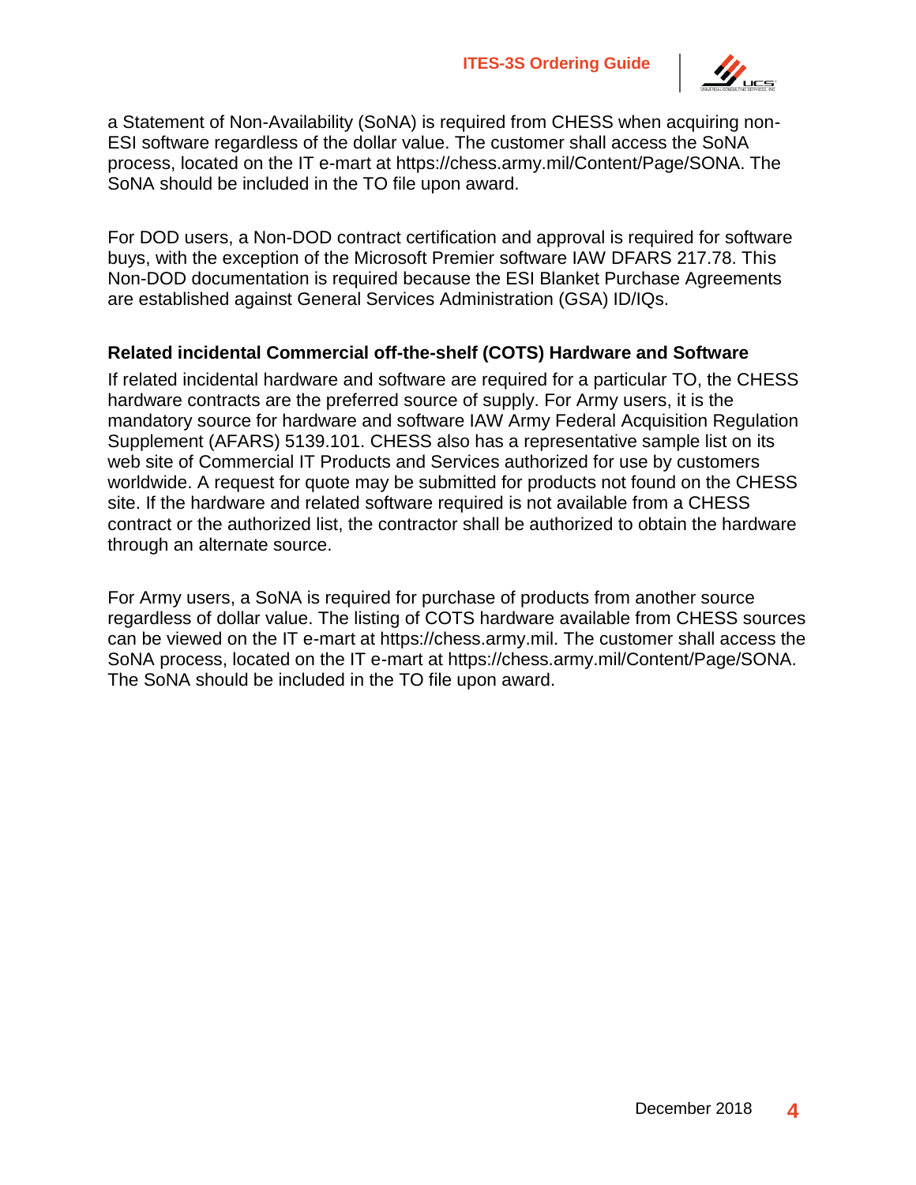a Statement of Non-Availability (SoNA) is required from CHESS when acquiring non-ESI software regardless of the dollar value. The customer shall access the SoNA process, located on the IT e-mart at https://chess.army.mil/Content/Page/SONA. The SoNA should be included in the TO file upon award.

For DOD users, a Non-DOD contract certification and approval is required for software buys, with the exception of the Microsoft Premier software IAW DFARS 217.78. This Non-DOD documentation is required because the ESI Blanket Purchase Agreements are established against General Services Administration (GSA) ID/IQs.

### Related incidental Commercial off-the-shelf (COTS) Hardware and Software

If related incidental hardware and software are required for a particular TO, the CHESS hardware contracts are the preferred source of supply. For Army users, it is the mandatory source for hardware and software IAW Army Federal Acquisition Regulation Supplement (AFARS) 5139.101. CHESS also has a representative sample list on its web site of Commercial IT Products and Services authorized for use by customers worldwide. A request for quote may be submitted for products not found on the CHESS site. If the hardware and related software required is not available from a CHESS contract or the authorized list, the contractor shall be authorized to obtain the hardware through an alternate source.

For Army users, a SoNA is required for purchase of products from another source regardless of dollar value. The listing of COTS hardware available from CHESS sources can be viewed on the IT e-mart at https://chess.army.mil. The customer shall access the SoNA process, located on the IT e-mart at https://chess.army.mil/Content/Page/SONA. The SoNA should be included in the TO file upon award.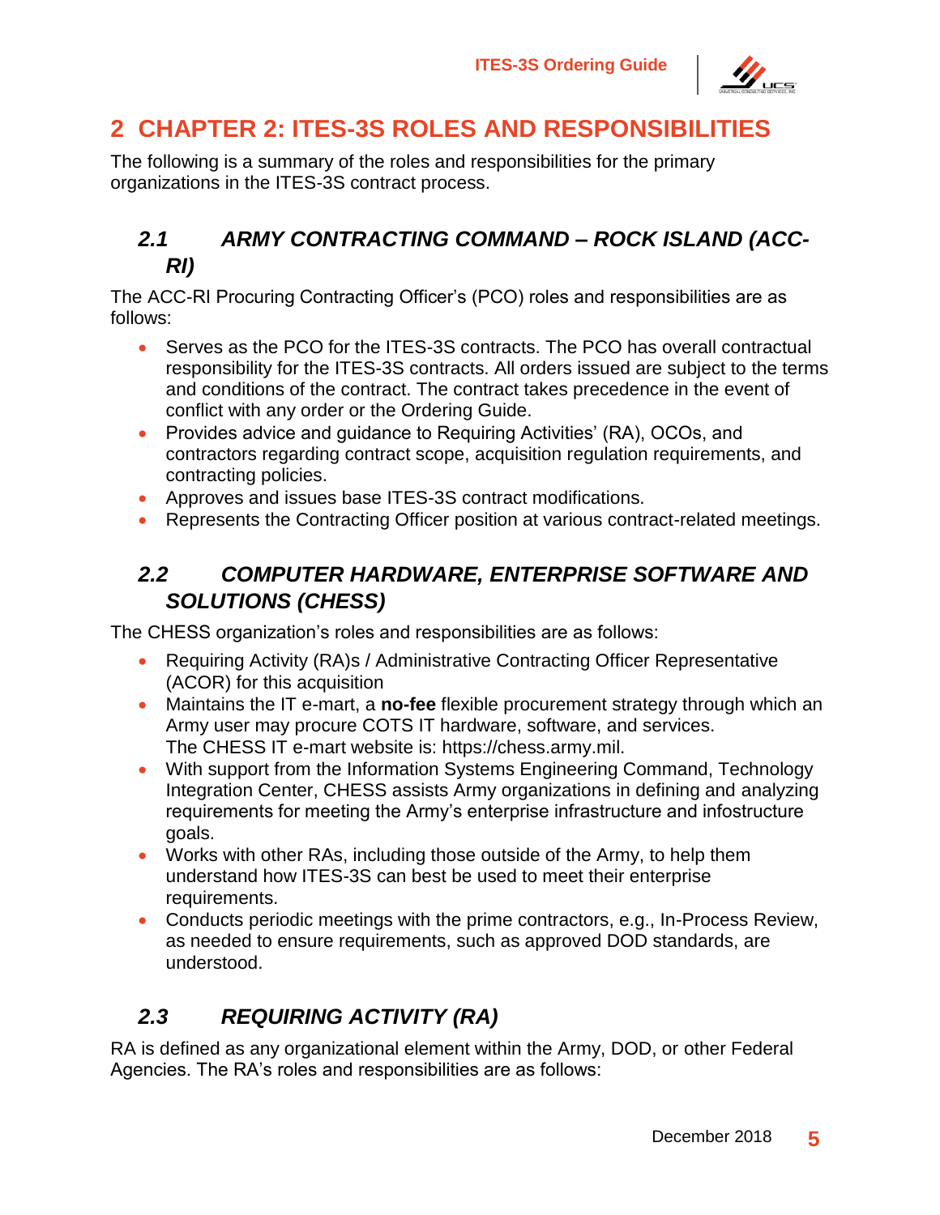# 2 CHAPTER 2: ITES-3S ROLES AND RESPONSIBILITIES

The following is a summary of the roles and responsibilities for the primary organizations in the ITES-3S contract process.

## *2.1 ARMY CONTRACTING COMMAND – ROCK ISLAND (ACC-RI)*

The ACC-RI Procuring Contracting Officer's (PCO) roles and responsibilities are as follows:

- Serves as the PCO for the ITES-3S contracts. The PCO has overall contractual responsibility for the ITES-3S contracts. All orders issued are subject to the terms and conditions of the contract. The contract takes precedence in the event of conflict with any order or the Ordering Guide.
- Provides advice and guidance to Requiring Activities' (RA), OCOs, and contractors regarding contract scope, acquisition regulation requirements, and contracting policies.
- Approves and issues base ITES-3S contract modifications.
- Represents the Contracting Officer position at various contract-related meetings.

## *2.2 COMPUTER HARDWARE, ENTERPRISE SOFTWARE AND SOLUTIONS (CHESS)*

The CHESS organization's roles and responsibilities are as follows:

- Requiring Activity (RA)s / Administrative Contracting Officer Representative (ACOR) for this acquisition
- Maintains the IT e-mart, a **no-fee** flexible procurement strategy through which an Army user may procure COTS IT hardware, software, and services. The CHESS IT e-mart website is: https://chess.army.mil.
- With support from the Information Systems Engineering Command, Technology Integration Center, CHESS assists Army organizations in defining and analyzing requirements for meeting the Army's enterprise infrastructure and infostructure goals.
- Works with other RAs, including those outside of the Army, to help them understand how ITES-3S can best be used to meet their enterprise requirements.
- Conducts periodic meetings with the prime contractors, e.g., In-Process Review, as needed to ensure requirements, such as approved DOD standards, are understood.

## *2.3 REQUIRING ACTIVITY (RA)*

RA is defined as any organizational element within the Army, DOD, or other Federal Agencies. The RA's roles and responsibilities are as follows: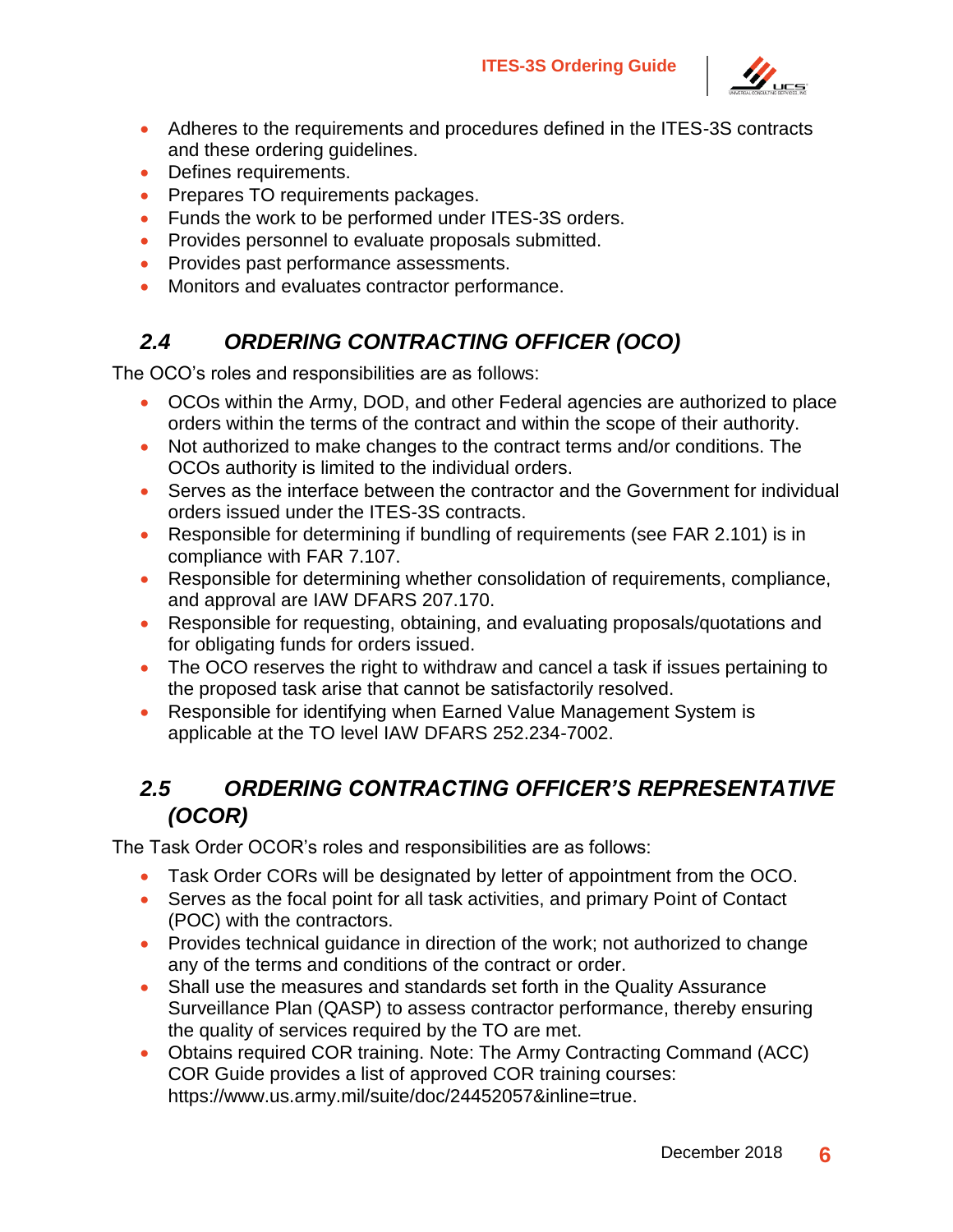- Adheres to the requirements and procedures defined in the ITES-3S contracts and these ordering guidelines.
- Defines requirements.
- Prepares TO requirements packages.
- Funds the work to be performed under ITES-3S orders.
- Provides personnel to evaluate proposals submitted.
- Provides past performance assessments.
- Monitors and evaluates contractor performance.

## *2.4 ORDERING CONTRACTING OFFICER (OCO)*

The OCO's roles and responsibilities are as follows:

- OCOs within the Army, DOD, and other Federal agencies are authorized to place orders within the terms of the contract and within the scope of their authority.
- Not authorized to make changes to the contract terms and/or conditions. The OCOs authority is limited to the individual orders.
- Serves as the interface between the contractor and the Government for individual orders issued under the ITES-3S contracts.
- Responsible for determining if bundling of requirements (see FAR 2.101) is in compliance with FAR 7.107.
- Responsible for determining whether consolidation of requirements, compliance, and approval are IAW DFARS 207.170.
- Responsible for requesting, obtaining, and evaluating proposals/quotations and for obligating funds for orders issued.
- The OCO reserves the right to withdraw and cancel a task if issues pertaining to the proposed task arise that cannot be satisfactorily resolved.
- Responsible for identifying when Earned Value Management System is applicable at the TO level IAW DFARS 252.234-7002.

## *2.5 ORDERING CONTRACTING OFFICER'S REPRESENTATIVE (OCOR)*

The Task Order OCOR's roles and responsibilities are as follows:

- Task Order CORs will be designated by letter of appointment from the OCO.
- Serves as the focal point for all task activities, and primary Point of Contact (POC) with the contractors.
- Provides technical guidance in direction of the work; not authorized to change any of the terms and conditions of the contract or order.
- Shall use the measures and standards set forth in the Quality Assurance Surveillance Plan (QASP) to assess contractor performance, thereby ensuring the quality of services required by the TO are met.
- Obtains required COR training. Note: The Army Contracting Command (ACC) COR Guide provides a list of approved COR training courses: https://www.us.army.mil/suite/doc/24452057&inline=true.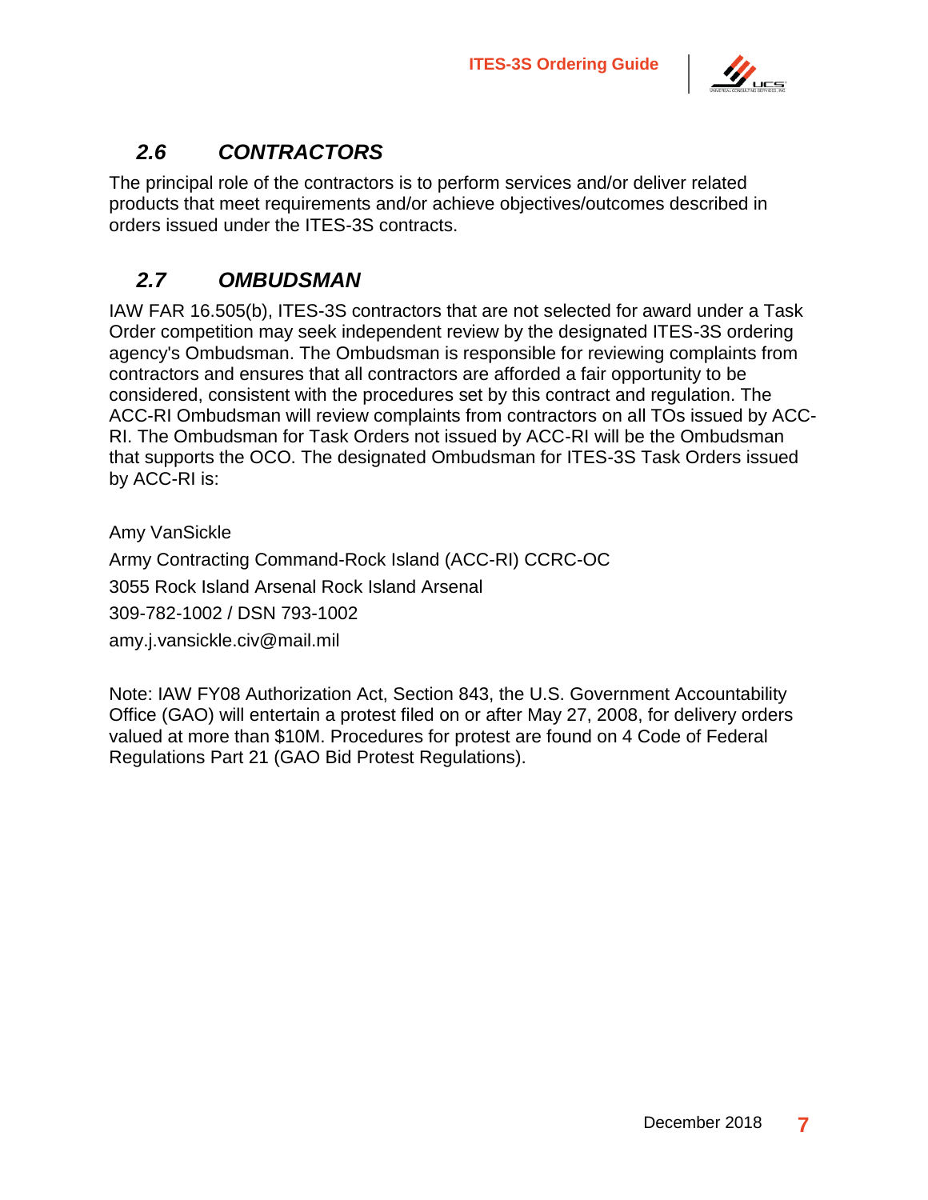## *2.6 CONTRACTORS*

The principal role of the contractors is to perform services and/or deliver related products that meet requirements and/or achieve objectives/outcomes described in orders issued under the ITES-3S contracts.

## *2.7 OMBUDSMAN*

IAW FAR 16.505(b), ITES-3S contractors that are not selected for award under a Task Order competition may seek independent review by the designated ITES-3S ordering agency's Ombudsman. The Ombudsman is responsible for reviewing complaints from contractors and ensures that all contractors are afforded a fair opportunity to be considered, consistent with the procedures set by this contract and regulation. The ACC-RI Ombudsman will review complaints from contractors on all TOs issued by ACC-RI. The Ombudsman for Task Orders not issued by ACC-RI will be the Ombudsman that supports the OCO. The designated Ombudsman for ITES-3S Task Orders issued by ACC-RI is:

Amy VanSickle  
Army Contracting Command-Rock Island (ACC-RI) CCRC-OC  
3055 Rock Island Arsenal Rock Island Arsenal  
309-782-1002 / DSN 793-1002  
amy.j.vansickle.civ@mail.mil

Note: IAW FY08 Authorization Act, Section 843, the U.S. Government Accountability Office (GAO) will entertain a protest filed on or after May 27, 2008, for delivery orders valued at more than $10M. Procedures for protest are found on 4 Code of Federal Regulations Part 21 (GAO Bid Protest Regulations).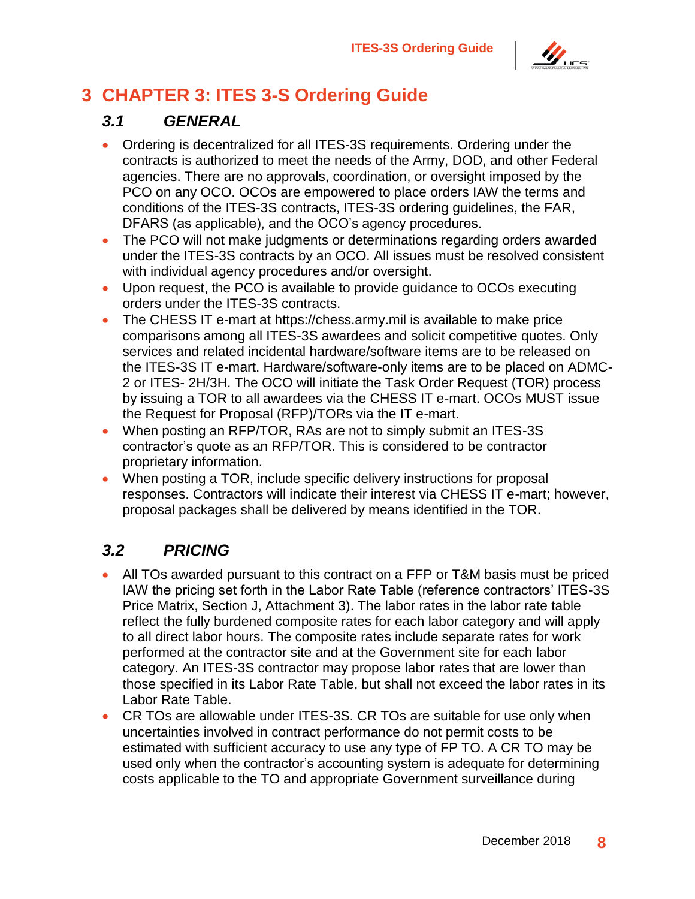# 3 CHAPTER 3: ITES 3-S Ordering Guide

## *3.1 GENERAL*

- Ordering is decentralized for all ITES-3S requirements. Ordering under the contracts is authorized to meet the needs of the Army, DOD, and other Federal agencies. There are no approvals, coordination, or oversight imposed by the PCO on any OCO. OCOs are empowered to place orders IAW the terms and conditions of the ITES-3S contracts, ITES-3S ordering guidelines, the FAR, DFARS (as applicable), and the OCO's agency procedures.
- The PCO will not make judgments or determinations regarding orders awarded under the ITES-3S contracts by an OCO. All issues must be resolved consistent with individual agency procedures and/or oversight.
- Upon request, the PCO is available to provide guidance to OCOs executing orders under the ITES-3S contracts.
- The CHESS IT e-mart at https://chess.army.mil is available to make price comparisons among all ITES-3S awardees and solicit competitive quotes. Only services and related incidental hardware/software items are to be released on the ITES-3S IT e-mart. Hardware/software-only items are to be placed on ADMC-2 or ITES- 2H/3H. The OCO will initiate the Task Order Request (TOR) process by issuing a TOR to all awardees via the CHESS IT e-mart. OCOs MUST issue the Request for Proposal (RFP)/TORs via the IT e-mart.
- When posting an RFP/TOR, RAs are not to simply submit an ITES-3S contractor's quote as an RFP/TOR. This is considered to be contractor proprietary information.
- When posting a TOR, include specific delivery instructions for proposal responses. Contractors will indicate their interest via CHESS IT e-mart; however, proposal packages shall be delivered by means identified in the TOR.

## *3.2 PRICING*

- All TOs awarded pursuant to this contract on a FFP or T&M basis must be priced IAW the pricing set forth in the Labor Rate Table (reference contractors' ITES-3S Price Matrix, Section J, Attachment 3). The labor rates in the labor rate table reflect the fully burdened composite rates for each labor category and will apply to all direct labor hours. The composite rates include separate rates for work performed at the contractor site and at the Government site for each labor category. An ITES-3S contractor may propose labor rates that are lower than those specified in its Labor Rate Table, but shall not exceed the labor rates in its Labor Rate Table.
- CR TOs are allowable under ITES-3S. CR TOs are suitable for use only when uncertainties involved in contract performance do not permit costs to be estimated with sufficient accuracy to use any type of FP TO. A CR TO may be used only when the contractor's accounting system is adequate for determining costs applicable to the TO and appropriate Government surveillance during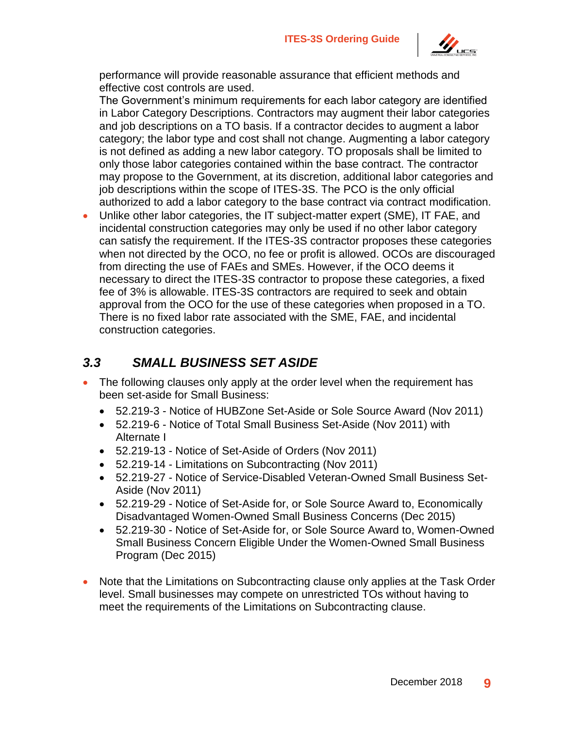performance will provide reasonable assurance that efficient methods and effective cost controls are used.
The Government's minimum requirements for each labor category are identified in Labor Category Descriptions. Contractors may augment their labor categories and job descriptions on a TO basis. If a contractor decides to augment a labor category; the labor type and cost shall not change. Augmenting a labor category is not defined as adding a new labor category. TO proposals shall be limited to only those labor categories contained within the base contract. The contractor may propose to the Government, at its discretion, additional labor categories and job descriptions within the scope of ITES-3S. The PCO is the only official authorized to add a labor category to the base contract via contract modification.

- Unlike other labor categories, the IT subject-matter expert (SME), IT FAE, and incidental construction categories may only be used if no other labor category can satisfy the requirement. If the ITES-3S contractor proposes these categories when not directed by the OCO, no fee or profit is allowed. OCOs are discouraged from directing the use of FAEs and SMEs. However, if the OCO deems it necessary to direct the ITES-3S contractor to propose these categories, a fixed fee of 3% is allowable. ITES-3S contractors are required to seek and obtain approval from the OCO for the use of these categories when proposed in a TO. There is no fixed labor rate associated with the SME, FAE, and incidental construction categories.

## *3.3 SMALL BUSINESS SET ASIDE*

- The following clauses only apply at the order level when the requirement has been set-aside for Small Business:
  - 52.219-3 - Notice of HUBZone Set-Aside or Sole Source Award (Nov 2011)
  - 52.219-6 - Notice of Total Small Business Set-Aside (Nov 2011) with Alternate I
  - 52.219-13 - Notice of Set-Aside of Orders (Nov 2011)
  - 52.219-14 - Limitations on Subcontracting (Nov 2011)
  - 52.219-27 - Notice of Service-Disabled Veteran-Owned Small Business Set-Aside (Nov 2011)
  - 52.219-29 - Notice of Set-Aside for, or Sole Source Award to, Economically Disadvantaged Women-Owned Small Business Concerns (Dec 2015)
  - 52.219-30 - Notice of Set-Aside for, or Sole Source Award to, Women-Owned Small Business Concern Eligible Under the Women-Owned Small Business Program (Dec 2015)

- Note that the Limitations on Subcontracting clause only applies at the Task Order level. Small businesses may compete on unrestricted TOs without having to meet the requirements of the Limitations on Subcontracting clause.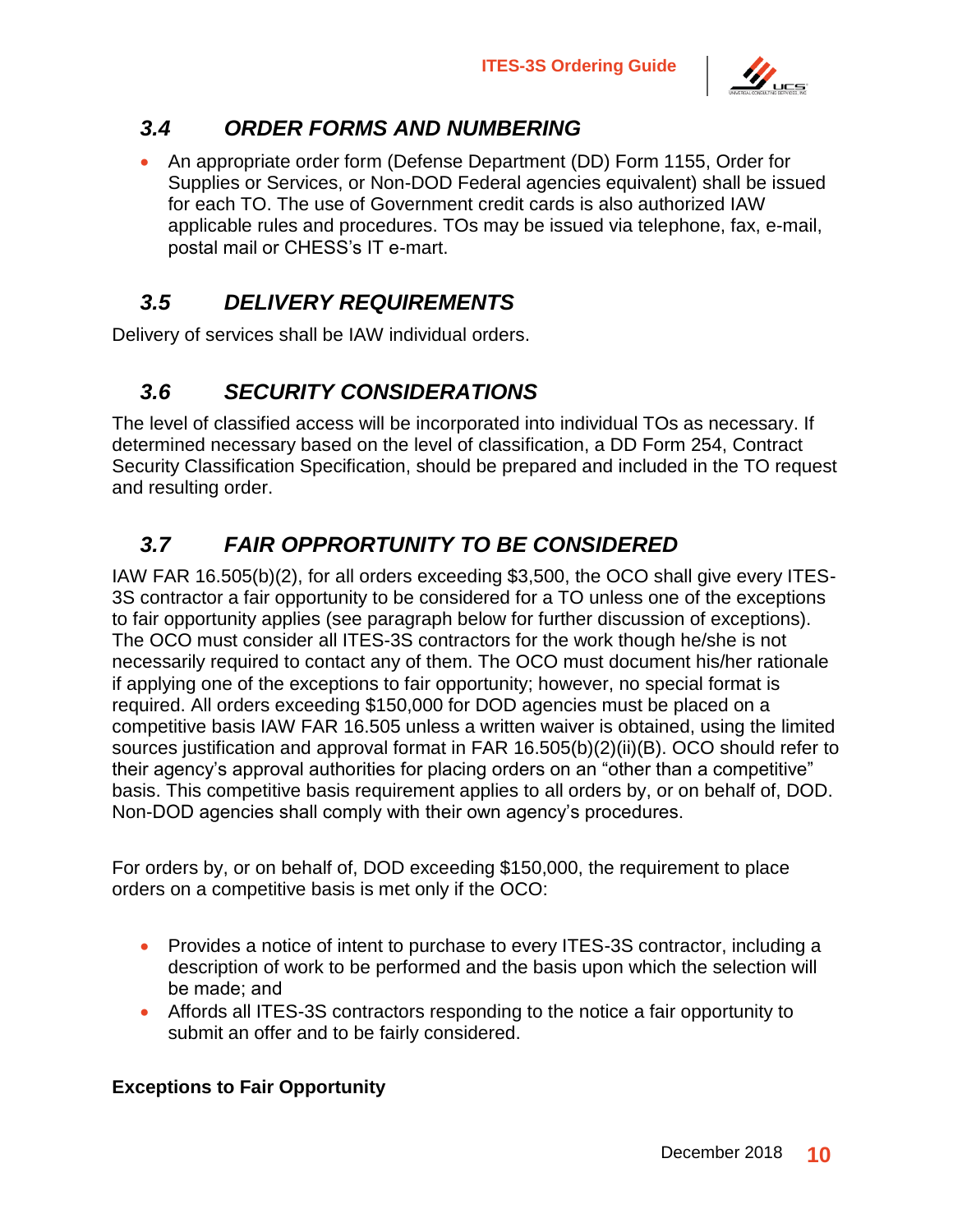## *3.4 ORDER FORMS AND NUMBERING*

- An appropriate order form (Defense Department (DD) Form 1155, Order for Supplies or Services, or Non-DOD Federal agencies equivalent) shall be issued for each TO. The use of Government credit cards is also authorized IAW applicable rules and procedures. TOs may be issued via telephone, fax, e-mail, postal mail or CHESS's IT e-mart.

## *3.5 DELIVERY REQUIREMENTS*

Delivery of services shall be IAW individual orders.

## *3.6 SECURITY CONSIDERATIONS*

The level of classified access will be incorporated into individual TOs as necessary. If determined necessary based on the level of classification, a DD Form 254, Contract Security Classification Specification, should be prepared and included in the TO request and resulting order.

## *3.7 FAIR OPPRORTUNITY TO BE CONSIDERED*

IAW FAR 16.505(b)(2), for all orders exceeding $3,500, the OCO shall give every ITES-3S contractor a fair opportunity to be considered for a TO unless one of the exceptions to fair opportunity applies (see paragraph below for further discussion of exceptions). The OCO must consider all ITES-3S contractors for the work though he/she is not necessarily required to contact any of them. The OCO must document his/her rationale if applying one of the exceptions to fair opportunity; however, no special format is required. All orders exceeding $150,000 for DOD agencies must be placed on a competitive basis IAW FAR 16.505 unless a written waiver is obtained, using the limited sources justification and approval format in FAR 16.505(b)(2)(ii)(B). OCO should refer to their agency's approval authorities for placing orders on an "other than a competitive" basis. This competitive basis requirement applies to all orders by, or on behalf of, DOD. Non-DOD agencies shall comply with their own agency's procedures.

For orders by, or on behalf of, DOD exceeding $150,000, the requirement to place orders on a competitive basis is met only if the OCO:

- Provides a notice of intent to purchase to every ITES-3S contractor, including a description of work to be performed and the basis upon which the selection will be made; and
- Affords all ITES-3S contractors responding to the notice a fair opportunity to submit an offer and to be fairly considered.

**Exceptions to Fair Opportunity**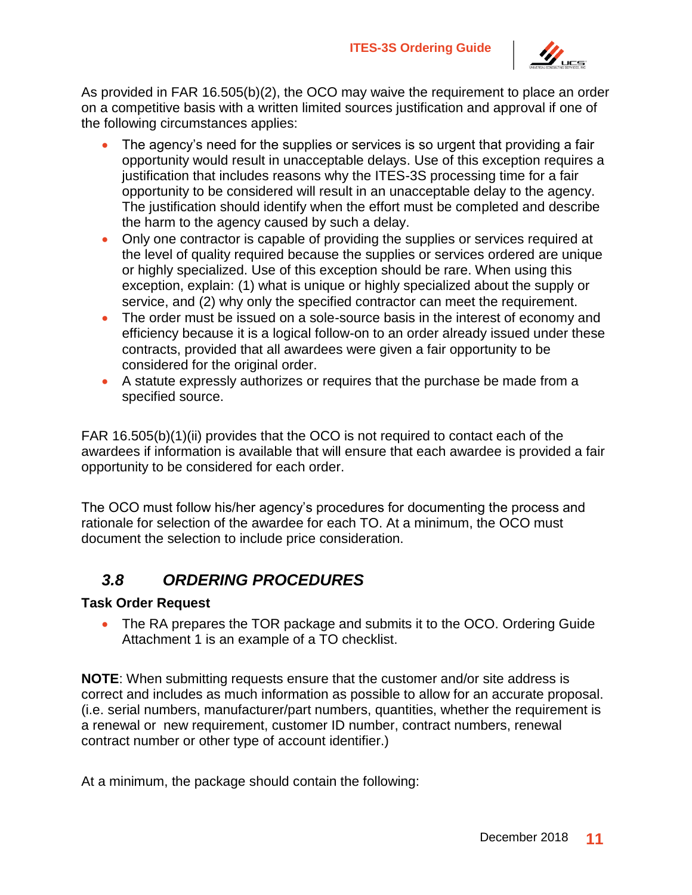As provided in FAR 16.505(b)(2), the OCO may waive the requirement to place an order on a competitive basis with a written limited sources justification and approval if one of the following circumstances applies:

- The agency's need for the supplies or services is so urgent that providing a fair opportunity would result in unacceptable delays. Use of this exception requires a justification that includes reasons why the ITES-3S processing time for a fair opportunity to be considered will result in an unacceptable delay to the agency. The justification should identify when the effort must be completed and describe the harm to the agency caused by such a delay.
- Only one contractor is capable of providing the supplies or services required at the level of quality required because the supplies or services ordered are unique or highly specialized. Use of this exception should be rare. When using this exception, explain: (1) what is unique or highly specialized about the supply or service, and (2) why only the specified contractor can meet the requirement.
- The order must be issued on a sole-source basis in the interest of economy and efficiency because it is a logical follow-on to an order already issued under these contracts, provided that all awardees were given a fair opportunity to be considered for the original order.
- A statute expressly authorizes or requires that the purchase be made from a specified source.

FAR 16.505(b)(1)(ii) provides that the OCO is not required to contact each of the awardees if information is available that will ensure that each awardee is provided a fair opportunity to be considered for each order.

The OCO must follow his/her agency's procedures for documenting the process and rationale for selection of the awardee for each TO. At a minimum, the OCO must document the selection to include price consideration.

## *3.8 ORDERING PROCEDURES*

**Task Order Request**

- The RA prepares the TOR package and submits it to the OCO. Ordering Guide Attachment 1 is an example of a TO checklist.

**NOTE**: When submitting requests ensure that the customer and/or site address is correct and includes as much information as possible to allow for an accurate proposal. (i.e. serial numbers, manufacturer/part numbers, quantities, whether the requirement is a renewal or new requirement, customer ID number, contract numbers, renewal contract number or other type of account identifier.)

At a minimum, the package should contain the following: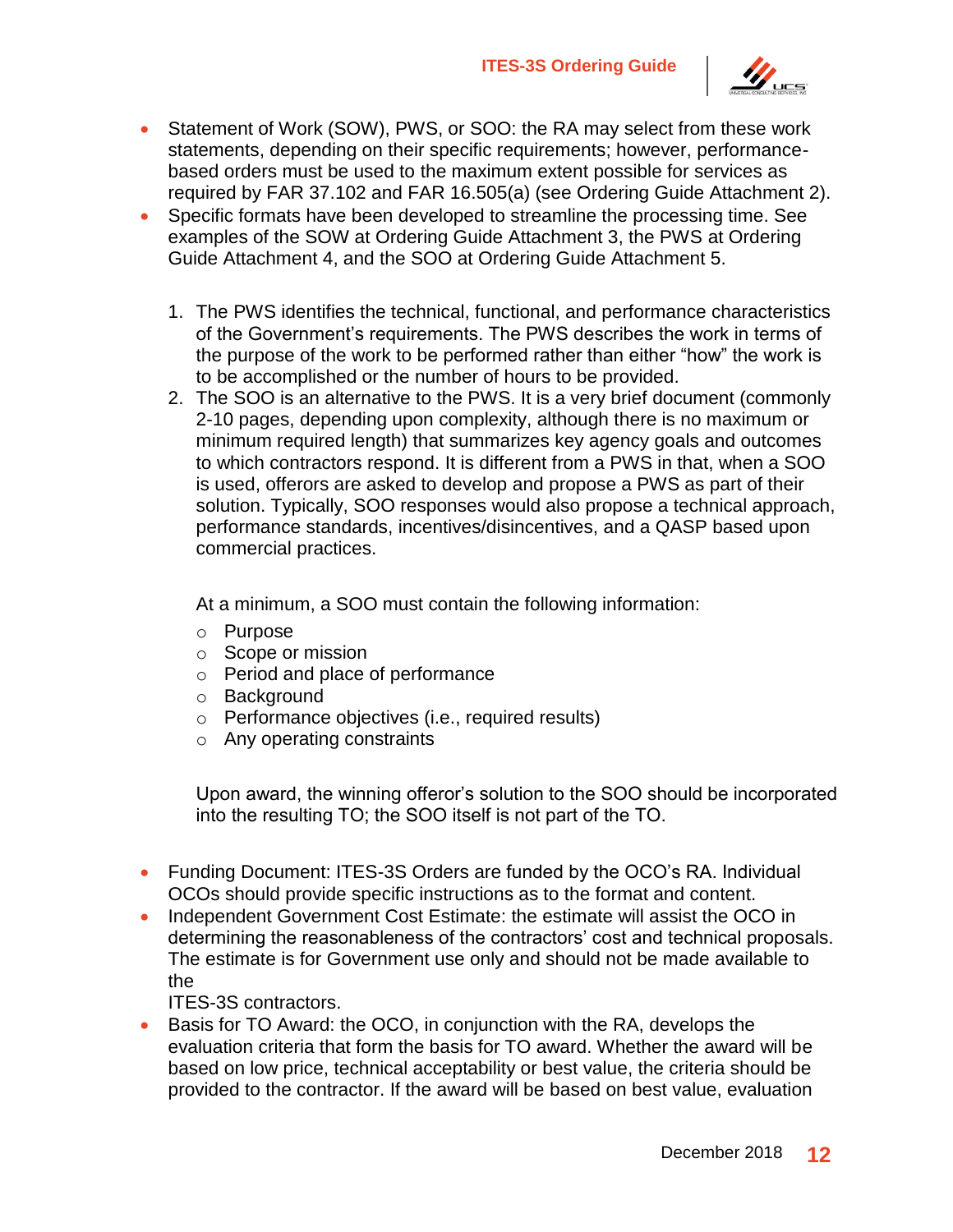- Statement of Work (SOW), PWS, or SOO: the RA may select from these work statements, depending on their specific requirements; however, performance-based orders must be used to the maximum extent possible for services as required by FAR 37.102 and FAR 16.505(a) (see Ordering Guide Attachment 2).
- Specific formats have been developed to streamline the processing time. See examples of the SOW at Ordering Guide Attachment 3, the PWS at Ordering Guide Attachment 4, and the SOO at Ordering Guide Attachment 5.

    1. The PWS identifies the technical, functional, and performance characteristics of the Government's requirements. The PWS describes the work in terms of the purpose of the work to be performed rather than either "how" the work is to be accomplished or the number of hours to be provided.
    2. The SOO is an alternative to the PWS. It is a very brief document (commonly 2-10 pages, depending upon complexity, although there is no maximum or minimum required length) that summarizes key agency goals and outcomes to which contractors respond. It is different from a PWS in that, when a SOO is used, offerors are asked to develop and propose a PWS as part of their solution. Typically, SOO responses would also propose a technical approach, performance standards, incentives/disincentives, and a QASP based upon commercial practices.

       At a minimum, a SOO must contain the following information:

       - Purpose
       - Scope or mission
       - Period and place of performance
       - Background
       - Performance objectives (i.e., required results)
       - Any operating constraints

       Upon award, the winning offeror's solution to the SOO should be incorporated into the resulting TO; the SOO itself is not part of the TO.

- Funding Document: ITES-3S Orders are funded by the OCO's RA. Individual OCOs should provide specific instructions as to the format and content.
- Independent Government Cost Estimate: the estimate will assist the OCO in determining the reasonableness of the contractors' cost and technical proposals. The estimate is for Government use only and should not be made available to the ITES-3S contractors.
- Basis for TO Award: the OCO, in conjunction with the RA, develops the evaluation criteria that form the basis for TO award. Whether the award will be based on low price, technical acceptability or best value, the criteria should be provided to the contractor. If the award will be based on best value, evaluation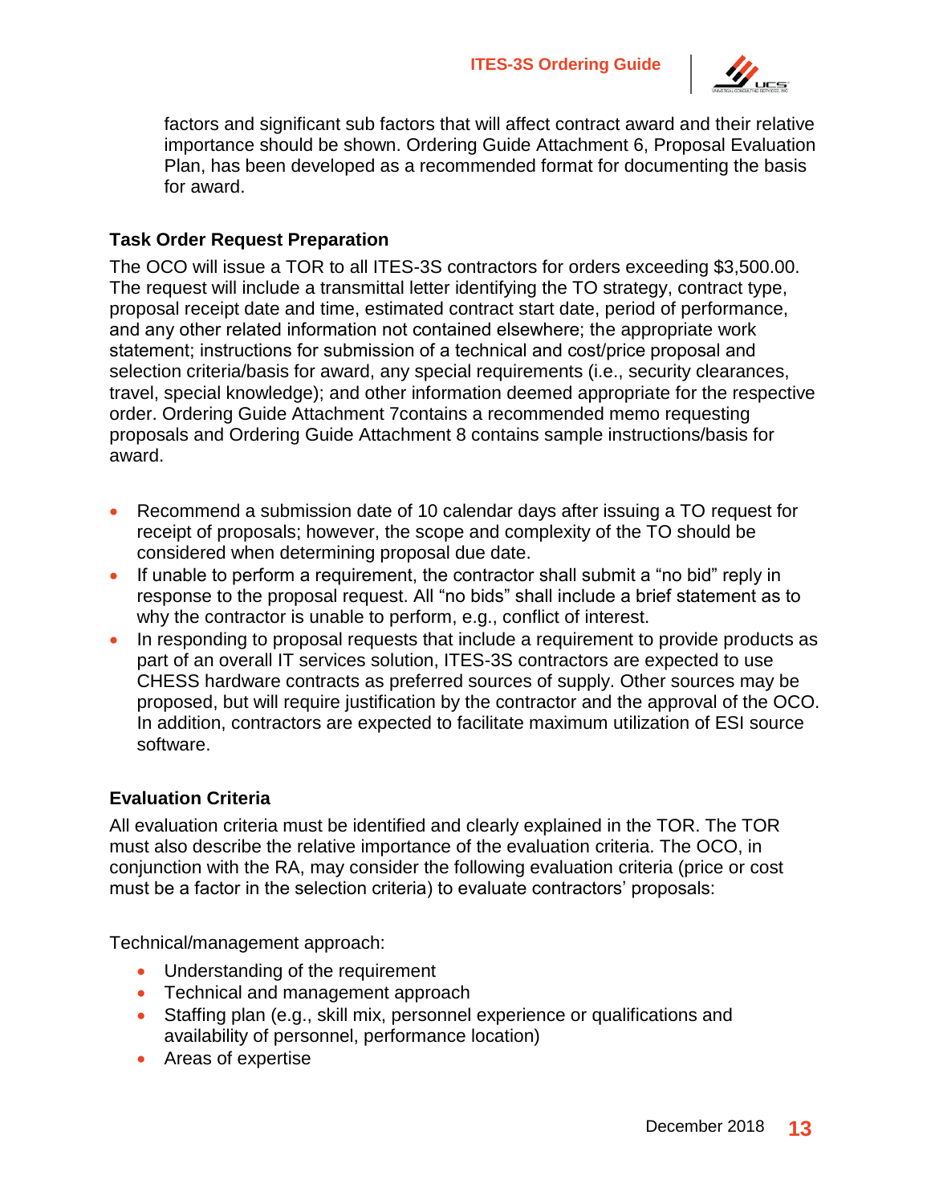factors and significant sub factors that will affect contract award and their relative importance should be shown. Ordering Guide Attachment 6, Proposal Evaluation Plan, has been developed as a recommended format for documenting the basis for award.

### Task Order Request Preparation

The OCO will issue a TOR to all ITES-3S contractors for orders exceeding $3,500.00. The request will include a transmittal letter identifying the TO strategy, contract type, proposal receipt date and time, estimated contract start date, period of performance, and any other related information not contained elsewhere; the appropriate work statement; instructions for submission of a technical and cost/price proposal and selection criteria/basis for award, any special requirements (i.e., security clearances, travel, special knowledge); and other information deemed appropriate for the respective order. Ordering Guide Attachment 7contains a recommended memo requesting proposals and Ordering Guide Attachment 8 contains sample instructions/basis for award.

- Recommend a submission date of 10 calendar days after issuing a TO request for receipt of proposals; however, the scope and complexity of the TO should be considered when determining proposal due date.
- If unable to perform a requirement, the contractor shall submit a "no bid" reply in response to the proposal request. All "no bids" shall include a brief statement as to why the contractor is unable to perform, e.g., conflict of interest.
- In responding to proposal requests that include a requirement to provide products as part of an overall IT services solution, ITES-3S contractors are expected to use CHESS hardware contracts as preferred sources of supply. Other sources may be proposed, but will require justification by the contractor and the approval of the OCO. In addition, contractors are expected to facilitate maximum utilization of ESI source software.

### Evaluation Criteria

All evaluation criteria must be identified and clearly explained in the TOR. The TOR must also describe the relative importance of the evaluation criteria. The OCO, in conjunction with the RA, may consider the following evaluation criteria (price or cost must be a factor in the selection criteria) to evaluate contractors' proposals:

Technical/management approach:

- Understanding of the requirement
- Technical and management approach
- Staffing plan (e.g., skill mix, personnel experience or qualifications and availability of personnel, performance location)
- Areas of expertise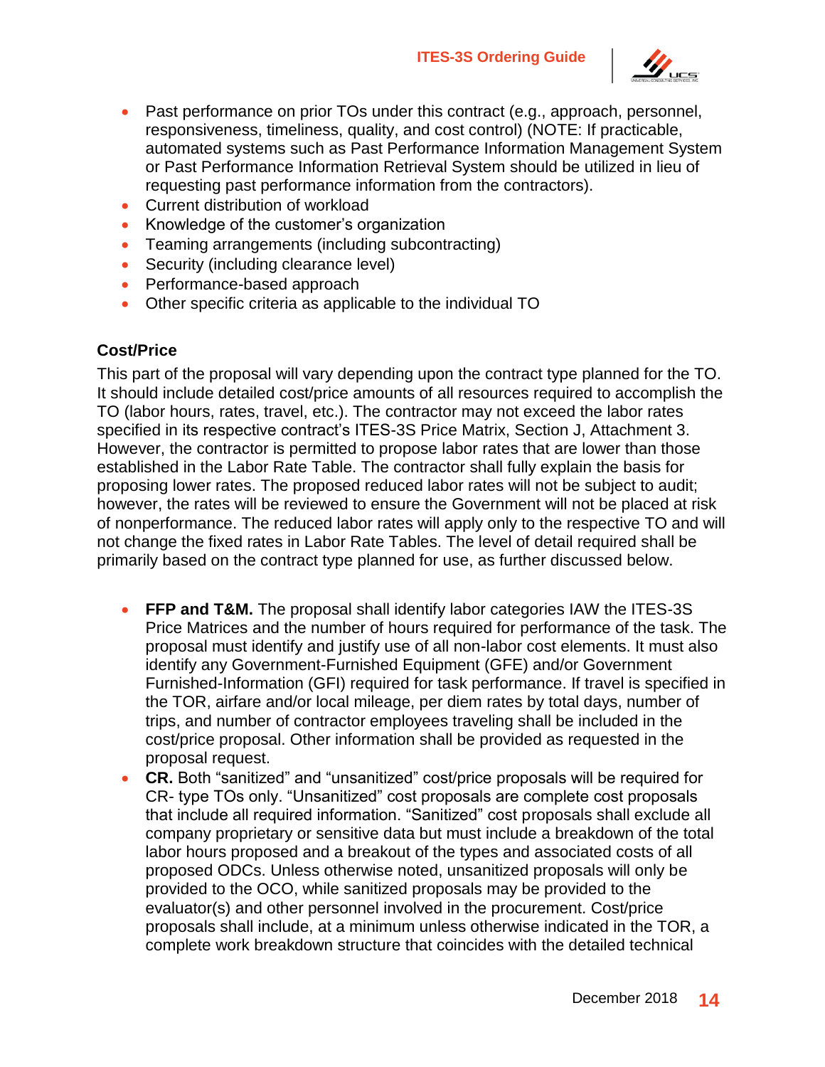- Past performance on prior TOs under this contract (e.g., approach, personnel, responsiveness, timeliness, quality, and cost control) (NOTE: If practicable, automated systems such as Past Performance Information Management System or Past Performance Information Retrieval System should be utilized in lieu of requesting past performance information from the contractors).
- Current distribution of workload
- Knowledge of the customer's organization
- Teaming arrangements (including subcontracting)
- Security (including clearance level)
- Performance-based approach
- Other specific criteria as applicable to the individual TO

**Cost/Price**

This part of the proposal will vary depending upon the contract type planned for the TO. It should include detailed cost/price amounts of all resources required to accomplish the TO (labor hours, rates, travel, etc.). The contractor may not exceed the labor rates specified in its respective contract's ITES-3S Price Matrix, Section J, Attachment 3. However, the contractor is permitted to propose labor rates that are lower than those established in the Labor Rate Table. The contractor shall fully explain the basis for proposing lower rates. The proposed reduced labor rates will not be subject to audit; however, the rates will be reviewed to ensure the Government will not be placed at risk of nonperformance. The reduced labor rates will apply only to the respective TO and will not change the fixed rates in Labor Rate Tables. The level of detail required shall be primarily based on the contract type planned for use, as further discussed below.

- **FFP and T&M.** The proposal shall identify labor categories IAW the ITES-3S Price Matrices and the number of hours required for performance of the task. The proposal must identify and justify use of all non-labor cost elements. It must also identify any Government-Furnished Equipment (GFE) and/or Government Furnished-Information (GFI) required for task performance. If travel is specified in the TOR, airfare and/or local mileage, per diem rates by total days, number of trips, and number of contractor employees traveling shall be included in the cost/price proposal. Other information shall be provided as requested in the proposal request.
- **CR.** Both "sanitized" and "unsanitized" cost/price proposals will be required for CR- type TOs only. "Unsanitized" cost proposals are complete cost proposals that include all required information. "Sanitized" cost proposals shall exclude all company proprietary or sensitive data but must include a breakdown of the total labor hours proposed and a breakout of the types and associated costs of all proposed ODCs. Unless otherwise noted, unsanitized proposals will only be provided to the OCO, while sanitized proposals may be provided to the evaluator(s) and other personnel involved in the procurement. Cost/price proposals shall include, at a minimum unless otherwise indicated in the TOR, a complete work breakdown structure that coincides with the detailed technical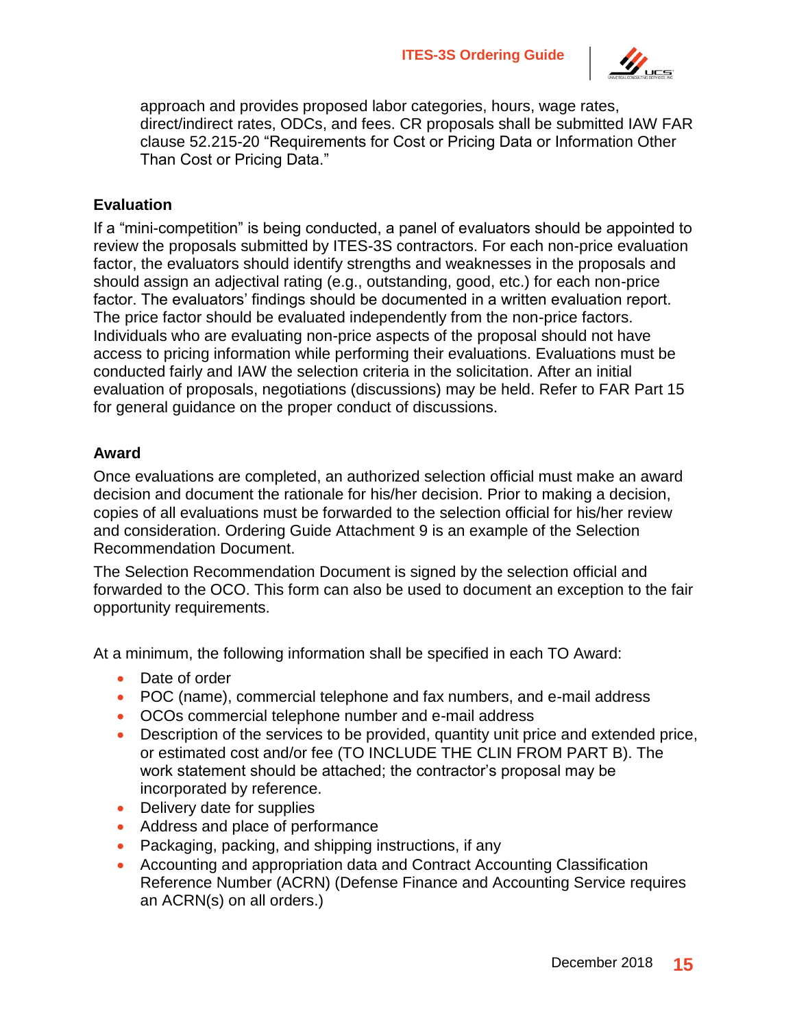approach and provides proposed labor categories, hours, wage rates, direct/indirect rates, ODCs, and fees. CR proposals shall be submitted IAW FAR clause 52.215-20 "Requirements for Cost or Pricing Data or Information Other Than Cost or Pricing Data."

### Evaluation

If a "mini-competition" is being conducted, a panel of evaluators should be appointed to review the proposals submitted by ITES-3S contractors. For each non-price evaluation factor, the evaluators should identify strengths and weaknesses in the proposals and should assign an adjectival rating (e.g., outstanding, good, etc.) for each non-price factor. The evaluators' findings should be documented in a written evaluation report. The price factor should be evaluated independently from the non-price factors. Individuals who are evaluating non-price aspects of the proposal should not have access to pricing information while performing their evaluations. Evaluations must be conducted fairly and IAW the selection criteria in the solicitation. After an initial evaluation of proposals, negotiations (discussions) may be held. Refer to FAR Part 15 for general guidance on the proper conduct of discussions.

### Award

Once evaluations are completed, an authorized selection official must make an award decision and document the rationale for his/her decision. Prior to making a decision, copies of all evaluations must be forwarded to the selection official for his/her review and consideration. Ordering Guide Attachment 9 is an example of the Selection Recommendation Document.

The Selection Recommendation Document is signed by the selection official and forwarded to the OCO. This form can also be used to document an exception to the fair opportunity requirements.

At a minimum, the following information shall be specified in each TO Award:

- Date of order
- POC (name), commercial telephone and fax numbers, and e-mail address
- OCOs commercial telephone number and e-mail address
- Description of the services to be provided, quantity unit price and extended price, or estimated cost and/or fee (TO INCLUDE THE CLIN FROM PART B). The work statement should be attached; the contractor's proposal may be incorporated by reference.
- Delivery date for supplies
- Address and place of performance
- Packaging, packing, and shipping instructions, if any
- Accounting and appropriation data and Contract Accounting Classification Reference Number (ACRN) (Defense Finance and Accounting Service requires an ACRN(s) on all orders.)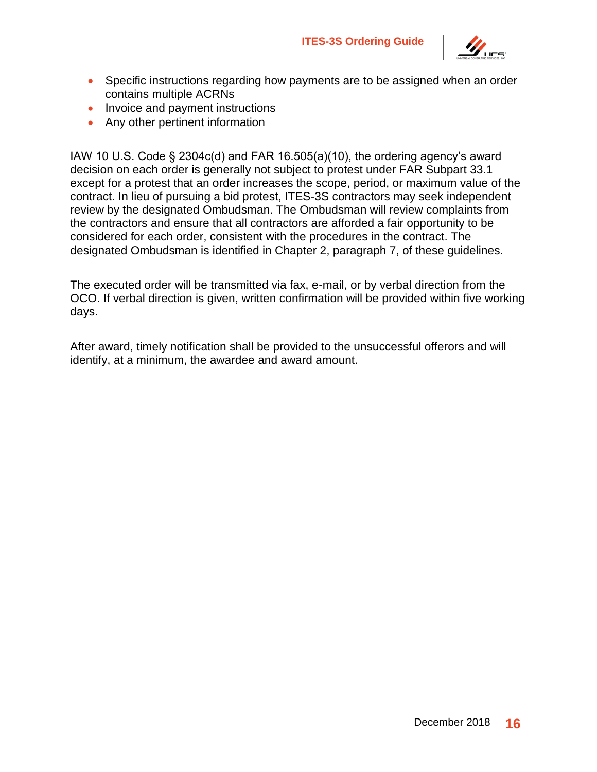- Specific instructions regarding how payments are to be assigned when an order contains multiple ACRNs
- Invoice and payment instructions
- Any other pertinent information

IAW 10 U.S. Code § 2304c(d) and FAR 16.505(a)(10), the ordering agency's award decision on each order is generally not subject to protest under FAR Subpart 33.1 except for a protest that an order increases the scope, period, or maximum value of the contract. In lieu of pursuing a bid protest, ITES-3S contractors may seek independent review by the designated Ombudsman. The Ombudsman will review complaints from the contractors and ensure that all contractors are afforded a fair opportunity to be considered for each order, consistent with the procedures in the contract. The designated Ombudsman is identified in Chapter 2, paragraph 7, of these guidelines.

The executed order will be transmitted via fax, e-mail, or by verbal direction from the OCO. If verbal direction is given, written confirmation will be provided within five working days.

After award, timely notification shall be provided to the unsuccessful offerors and will identify, at a minimum, the awardee and award amount.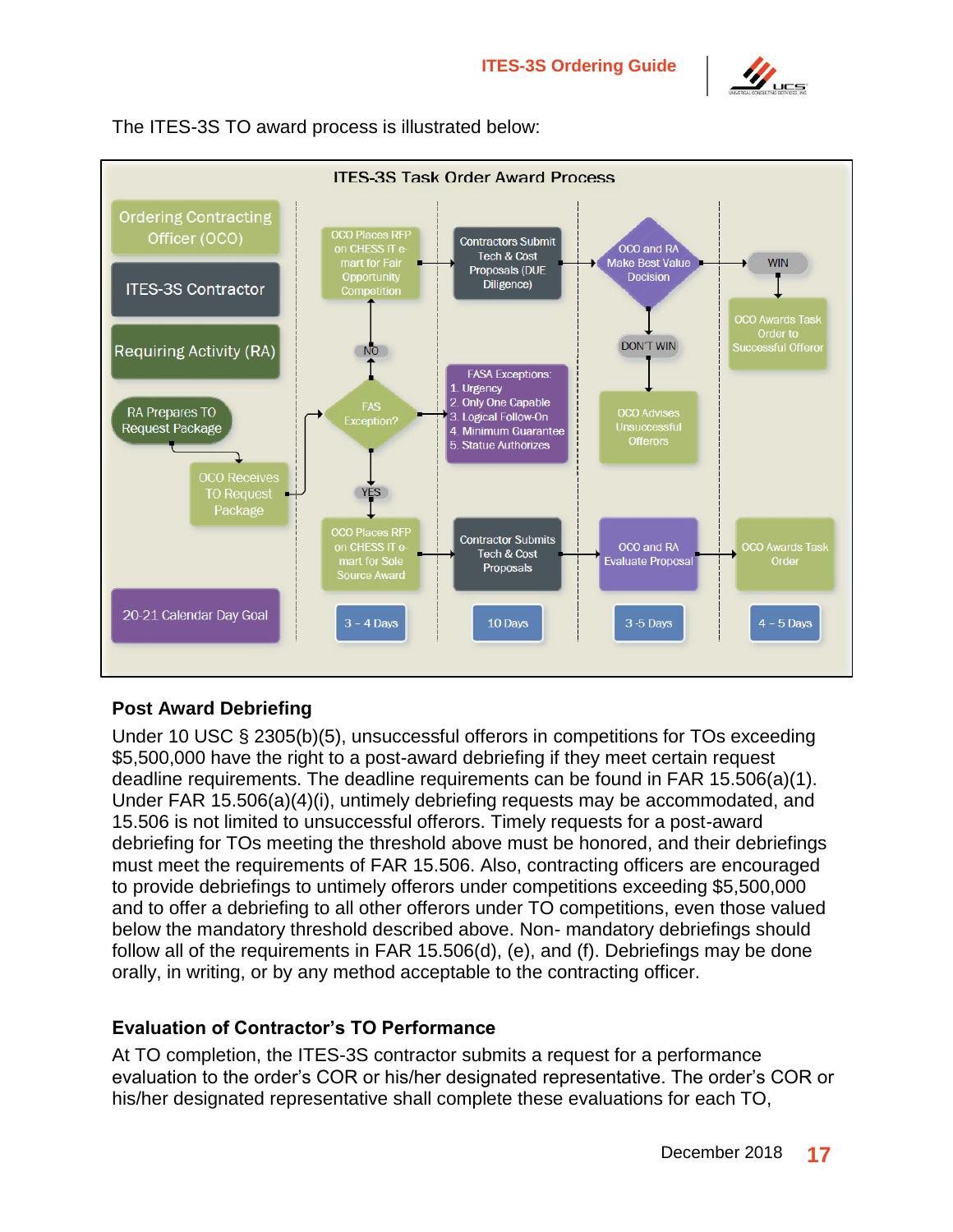The ITES-3S TO award process is illustrated below:

ITES-3S Task Order Award Process

Ordering Contracting Officer (OCO)

ITES-3S Contractor

Requiring Activity (RA)

RA Prepares TO Request Package

OCO Receives TO Request Package

FAS Exception?

NO

OCO Places RFP on CHESS IT e-mart for Fair Opportunity Competition

Contractors Submit Tech & Cost Proposals (DUE Diligence)

OCO and RA Make Best Value Decision

WIN

OCO Awards Task Order to Successful Offeror

DON'T WIN

OCO Advises Unsuccessful Offerors

FASA Exceptions:
1. Urgency
2. Only One Capable
3. Logical Follow-On
4. Minimum Guarantee
5. Statue Authorizes

YES

OCO Places RFP on CHESS IT e-mart for Sole Source Award

Contractor Submits Tech & Cost Proposals

OCO and RA Evaluate Proposal

OCO Awards Task Order

20-21 Calendar Day Goal

3 – 4 Days

10 Days

3 -5 Days

4 – 5 Days

### Post Award Debriefing

Under 10 USC § 2305(b)(5), unsuccessful offerors in competitions for TOs exceeding $5,500,000 have the right to a post-award debriefing if they meet certain request deadline requirements. The deadline requirements can be found in FAR 15.506(a)(1). Under FAR 15.506(a)(4)(i), untimely debriefing requests may be accommodated, and 15.506 is not limited to unsuccessful offerors. Timely requests for a post-award debriefing for TOs meeting the threshold above must be honored, and their debriefings must meet the requirements of FAR 15.506. Also, contracting officers are encouraged to provide debriefings to untimely offerors under competitions exceeding $5,500,000 and to offer a debriefing to all other offerors under TO competitions, even those valued below the mandatory threshold described above. Non- mandatory debriefings should follow all of the requirements in FAR 15.506(d), (e), and (f). Debriefings may be done orally, in writing, or by any method acceptable to the contracting officer.

### Evaluation of Contractor's TO Performance

At TO completion, the ITES-3S contractor submits a request for a performance evaluation to the order's COR or his/her designated representative. The order's COR or his/her designated representative shall complete these evaluations for each TO,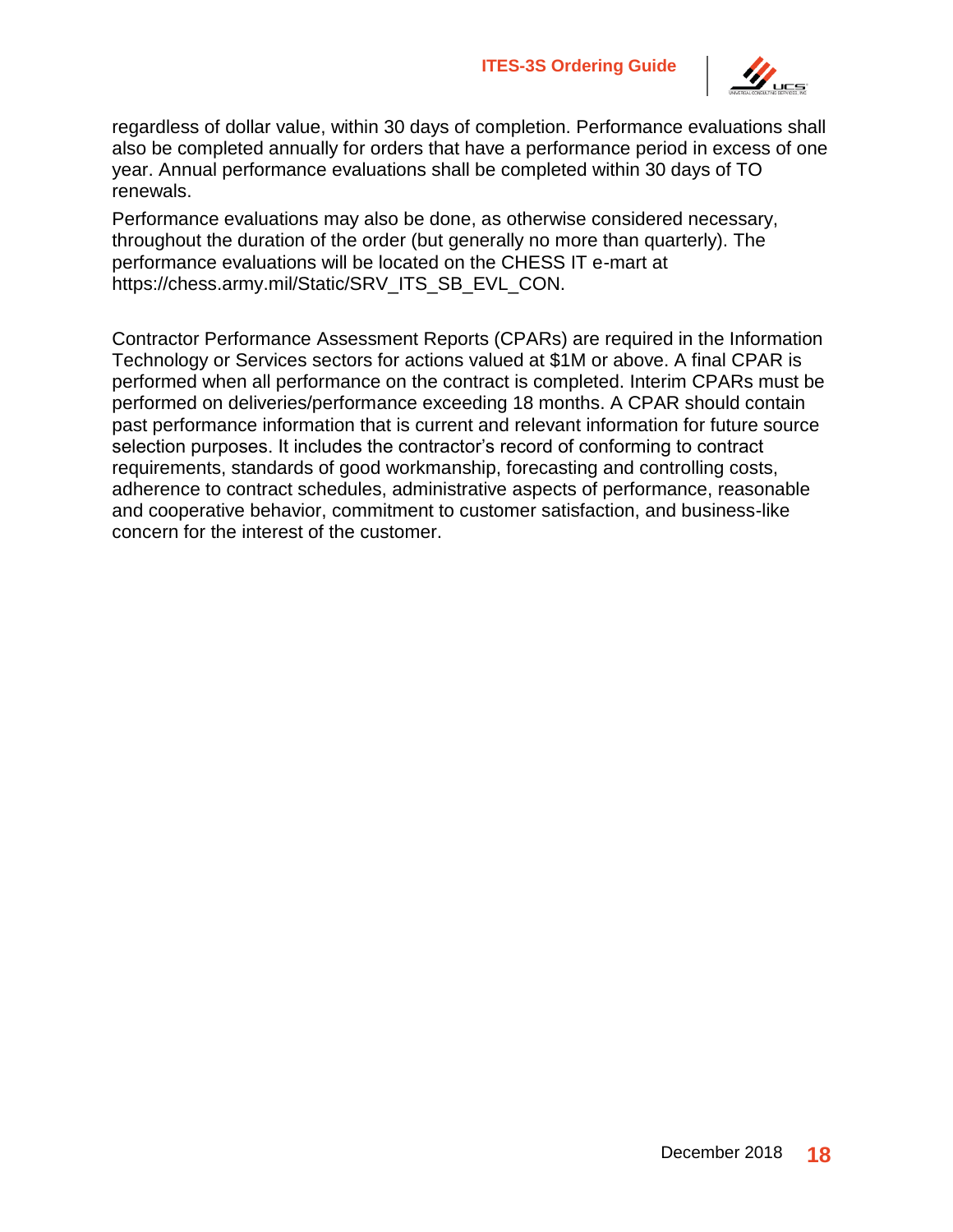regardless of dollar value, within 30 days of completion. Performance evaluations shall also be completed annually for orders that have a performance period in excess of one year. Annual performance evaluations shall be completed within 30 days of TO renewals.

Performance evaluations may also be done, as otherwise considered necessary, throughout the duration of the order (but generally no more than quarterly). The performance evaluations will be located on the CHESS IT e-mart at https://chess.army.mil/Static/SRV_ITS_SB_EVL_CON.

Contractor Performance Assessment Reports (CPARs) are required in the Information Technology or Services sectors for actions valued at $1M or above. A final CPAR is performed when all performance on the contract is completed. Interim CPARs must be performed on deliveries/performance exceeding 18 months. A CPAR should contain past performance information that is current and relevant information for future source selection purposes. It includes the contractor's record of conforming to contract requirements, standards of good workmanship, forecasting and controlling costs, adherence to contract schedules, administrative aspects of performance, reasonable and cooperative behavior, commitment to customer satisfaction, and business-like concern for the interest of the customer.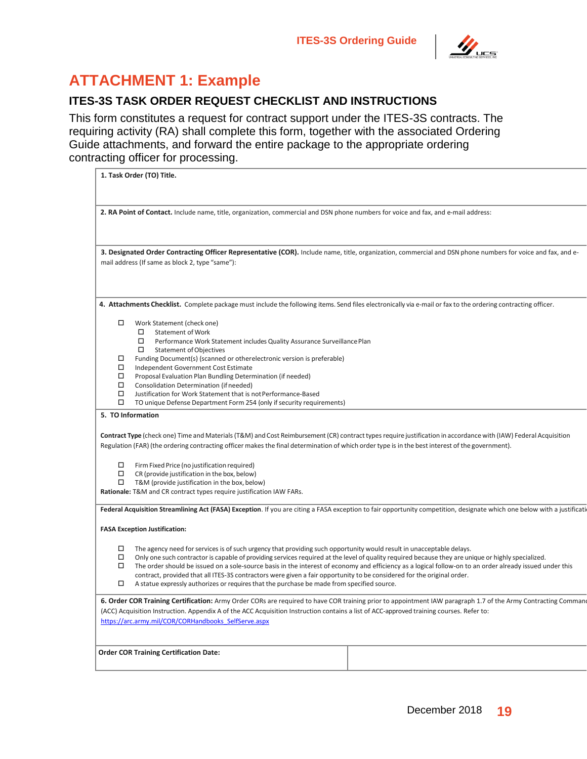# ATTACHMENT 1: Example

## ITES-3S TASK ORDER REQUEST CHECKLIST AND INSTRUCTIONS

This form constitutes a request for contract support under the ITES-3S contracts. The requiring activity (RA) shall complete this form, together with the associated Ordering Guide attachments, and forward the entire package to the appropriate ordering contracting officer for processing.

**1. Task Order (TO) Title.**

**2. RA Point of Contact.** Include name, title, organization, commercial and DSN phone numbers for voice and fax, and e-mail address:

**3. Designated Order Contracting Officer Representative (COR).** Include name, title, organization, commercial and DSN phone numbers for voice and fax, and e-mail address (If same as block 2, type "same"):

**4. Attachments Checklist.** Complete package must include the following items. Send files electronically via e-mail or fax to the ordering contracting officer.

- ☐ Work Statement (check one)
  - ☐ Statement of Work
  - ☐ Performance Work Statement includes Quality Assurance Surveillance Plan
  - ☐ Statement of Objectives
- ☐ Funding Document(s) (scanned or otherelectronic version is preferable)
- ☐ Independent Government Cost Estimate
- ☐ Proposal Evaluation Plan Bundling Determination (if needed)
- ☐ Consolidation Determination (if needed)
- ☐ Justification for Work Statement that is not Performance-Based
- ☐ TO unique Defense Department Form 254 (only if security requirements)

**5. TO Information**

**Contract Type** (check one) Time and Materials (T&M) and Cost Reimbursement (CR) contract types require justification in accordance with (IAW) Federal Acquisition Regulation (FAR) (the ordering contracting officer makes the final determination of which order type is in the best interest of the government).

- ☐ Firm Fixed Price (no justification required)
- ☐ CR (provide justification in the box, below)
- ☐ T&M (provide justification in the box, below)

**Rationale:** T&M and CR contract types require justification IAW FARs.

**Federal Acquisition Streamlining Act (FASA) Exception**. If you are citing a FASA exception to fair opportunity competition, designate which one below with a justificati

**FASA Exception Justification:**

- ☐ The agency need for services is of such urgency that providing such opportunity would result in unacceptable delays.
- ☐ Only one such contractor is capable of providing services required at the level of quality required because they are unique or highly specialized.
- ☐ The order should be issued on a sole-source basis in the interest of economy and efficiency as a logical follow-on to an order already issued under this contract, provided that all ITES-3S contractors were given a fair opportunity to be considered for the original order.
- ☐ A statue expressly authorizes or requires that the purchase be made from specified source.

**6. Order COR Training Certification:** Army Order CORs are required to have COR training prior to appointment IAW paragraph 1.7 of the Army Contracting Comman (ACC) Acquisition Instruction. Appendix A of the ACC Acquisition Instruction contains a list of ACC-approved training courses. Refer to: https://arc.army.mil/COR/CORHandbooks_SelfServe.aspx

| **Order COR Training Certification Date:** | |
|---|---|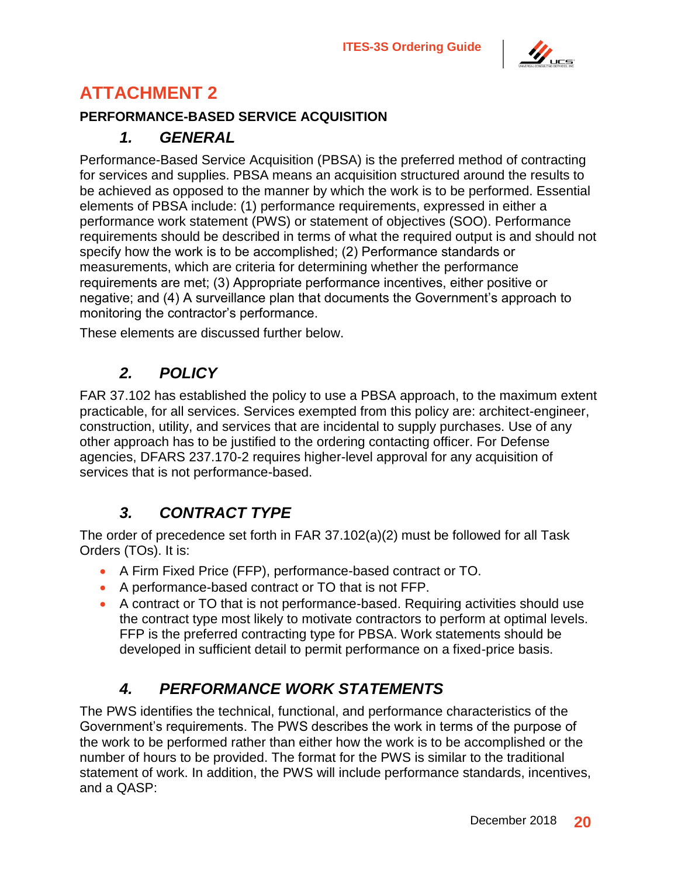# ATTACHMENT 2

**PERFORMANCE-BASED SERVICE ACQUISITION**

## *1. GENERAL*

Performance-Based Service Acquisition (PBSA) is the preferred method of contracting for services and supplies. PBSA means an acquisition structured around the results to be achieved as opposed to the manner by which the work is to be performed. Essential elements of PBSA include: (1) performance requirements, expressed in either a performance work statement (PWS) or statement of objectives (SOO). Performance requirements should be described in terms of what the required output is and should not specify how the work is to be accomplished; (2) Performance standards or measurements, which are criteria for determining whether the performance requirements are met; (3) Appropriate performance incentives, either positive or negative; and (4) A surveillance plan that documents the Government's approach to monitoring the contractor's performance.

These elements are discussed further below.

## *2. POLICY*

FAR 37.102 has established the policy to use a PBSA approach, to the maximum extent practicable, for all services. Services exempted from this policy are: architect-engineer, construction, utility, and services that are incidental to supply purchases. Use of any other approach has to be justified to the ordering contacting officer. For Defense agencies, DFARS 237.170-2 requires higher-level approval for any acquisition of services that is not performance-based.

## *3. CONTRACT TYPE*

The order of precedence set forth in FAR 37.102(a)(2) must be followed for all Task Orders (TOs). It is:

- A Firm Fixed Price (FFP), performance-based contract or TO.
- A performance-based contract or TO that is not FFP.
- A contract or TO that is not performance-based. Requiring activities should use the contract type most likely to motivate contractors to perform at optimal levels. FFP is the preferred contracting type for PBSA. Work statements should be developed in sufficient detail to permit performance on a fixed-price basis.

## *4. PERFORMANCE WORK STATEMENTS*

The PWS identifies the technical, functional, and performance characteristics of the Government's requirements. The PWS describes the work in terms of the purpose of the work to be performed rather than either how the work is to be accomplished or the number of hours to be provided. The format for the PWS is similar to the traditional statement of work. In addition, the PWS will include performance standards, incentives, and a QASP: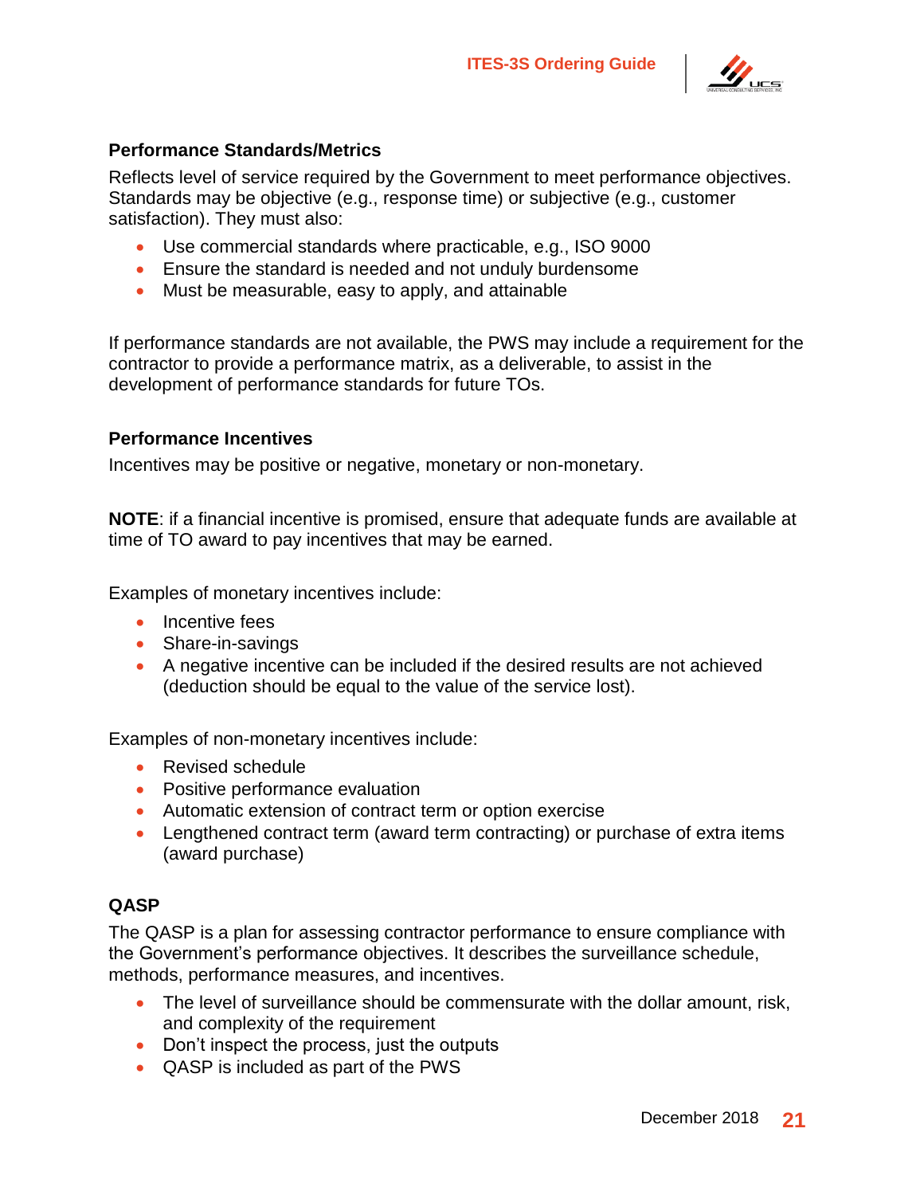### Performance Standards/Metrics

Reflects level of service required by the Government to meet performance objectives. Standards may be objective (e.g., response time) or subjective (e.g., customer satisfaction). They must also:

- Use commercial standards where practicable, e.g., ISO 9000
- Ensure the standard is needed and not unduly burdensome
- Must be measurable, easy to apply, and attainable

If performance standards are not available, the PWS may include a requirement for the contractor to provide a performance matrix, as a deliverable, to assist in the development of performance standards for future TOs.

### Performance Incentives

Incentives may be positive or negative, monetary or non-monetary.

**NOTE**: if a financial incentive is promised, ensure that adequate funds are available at time of TO award to pay incentives that may be earned.

Examples of monetary incentives include:

- Incentive fees
- Share-in-savings
- A negative incentive can be included if the desired results are not achieved (deduction should be equal to the value of the service lost).

Examples of non-monetary incentives include:

- Revised schedule
- Positive performance evaluation
- Automatic extension of contract term or option exercise
- Lengthened contract term (award term contracting) or purchase of extra items (award purchase)

### QASP

The QASP is a plan for assessing contractor performance to ensure compliance with the Government's performance objectives. It describes the surveillance schedule, methods, performance measures, and incentives.

- The level of surveillance should be commensurate with the dollar amount, risk, and complexity of the requirement
- Don't inspect the process, just the outputs
- QASP is included as part of the PWS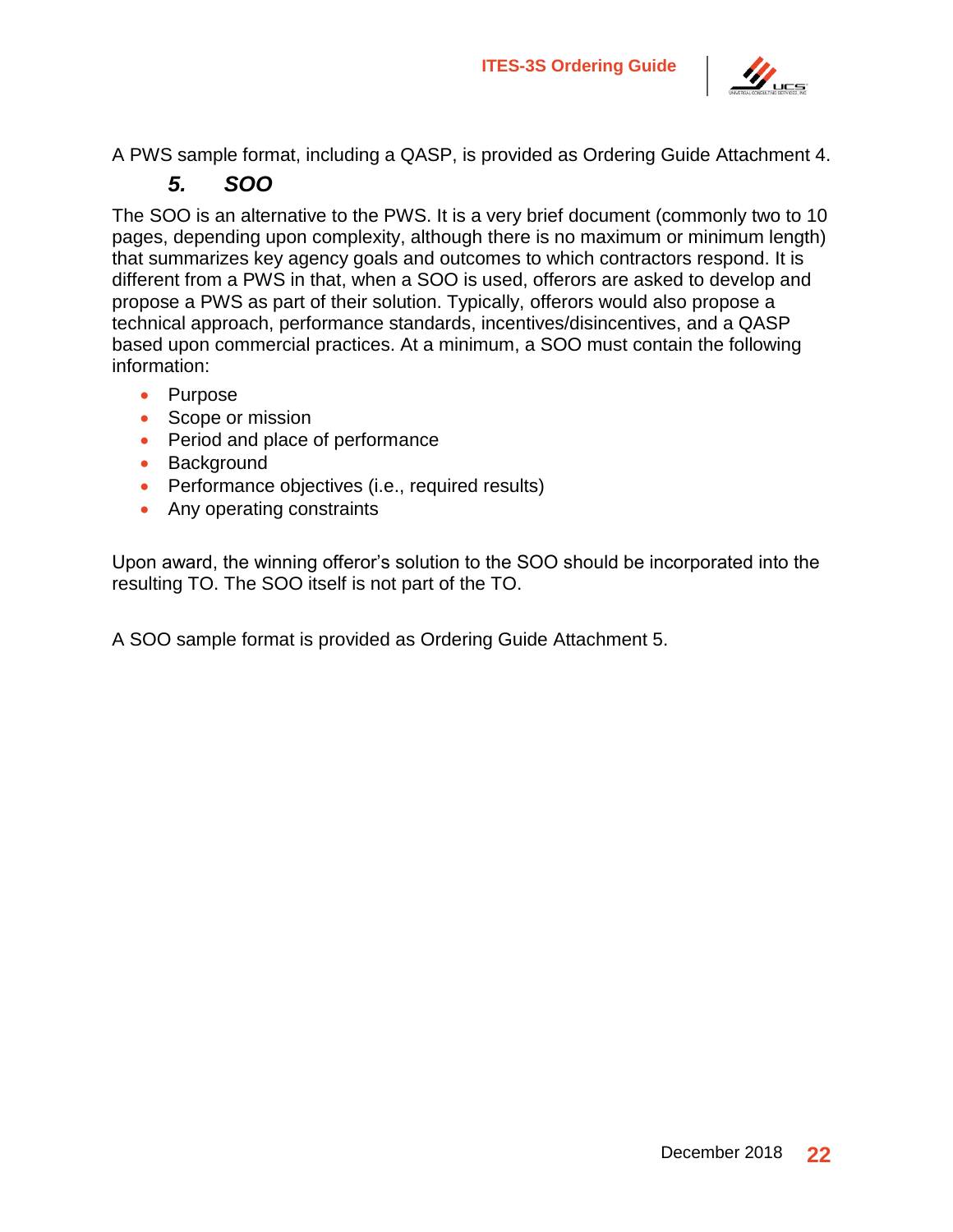A PWS sample format, including a QASP, is provided as Ordering Guide Attachment 4.

### *5. SOO*

The SOO is an alternative to the PWS. It is a very brief document (commonly two to 10 pages, depending upon complexity, although there is no maximum or minimum length) that summarizes key agency goals and outcomes to which contractors respond. It is different from a PWS in that, when a SOO is used, offerors are asked to develop and propose a PWS as part of their solution. Typically, offerors would also propose a technical approach, performance standards, incentives/disincentives, and a QASP based upon commercial practices. At a minimum, a SOO must contain the following information:

- Purpose
- Scope or mission
- Period and place of performance
- Background
- Performance objectives (i.e., required results)
- Any operating constraints

Upon award, the winning offeror's solution to the SOO should be incorporated into the resulting TO. The SOO itself is not part of the TO.

A SOO sample format is provided as Ordering Guide Attachment 5.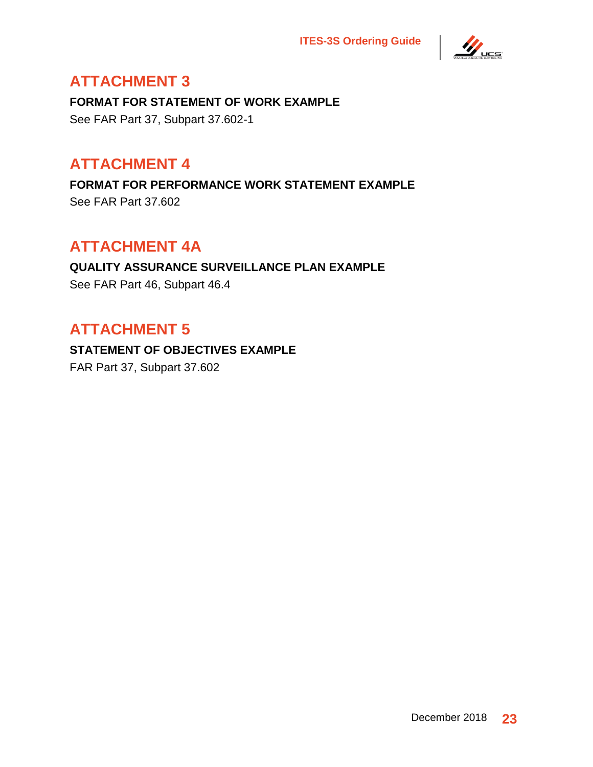# ATTACHMENT 3

**FORMAT FOR STATEMENT OF WORK EXAMPLE**

See FAR Part 37, Subpart 37.602-1

# ATTACHMENT 4

**FORMAT FOR PERFORMANCE WORK STATEMENT EXAMPLE**

See FAR Part 37.602

# ATTACHMENT 4A

**QUALITY ASSURANCE SURVEILLANCE PLAN EXAMPLE**

See FAR Part 46, Subpart 46.4

# ATTACHMENT 5

**STATEMENT OF OBJECTIVES EXAMPLE**

FAR Part 37, Subpart 37.602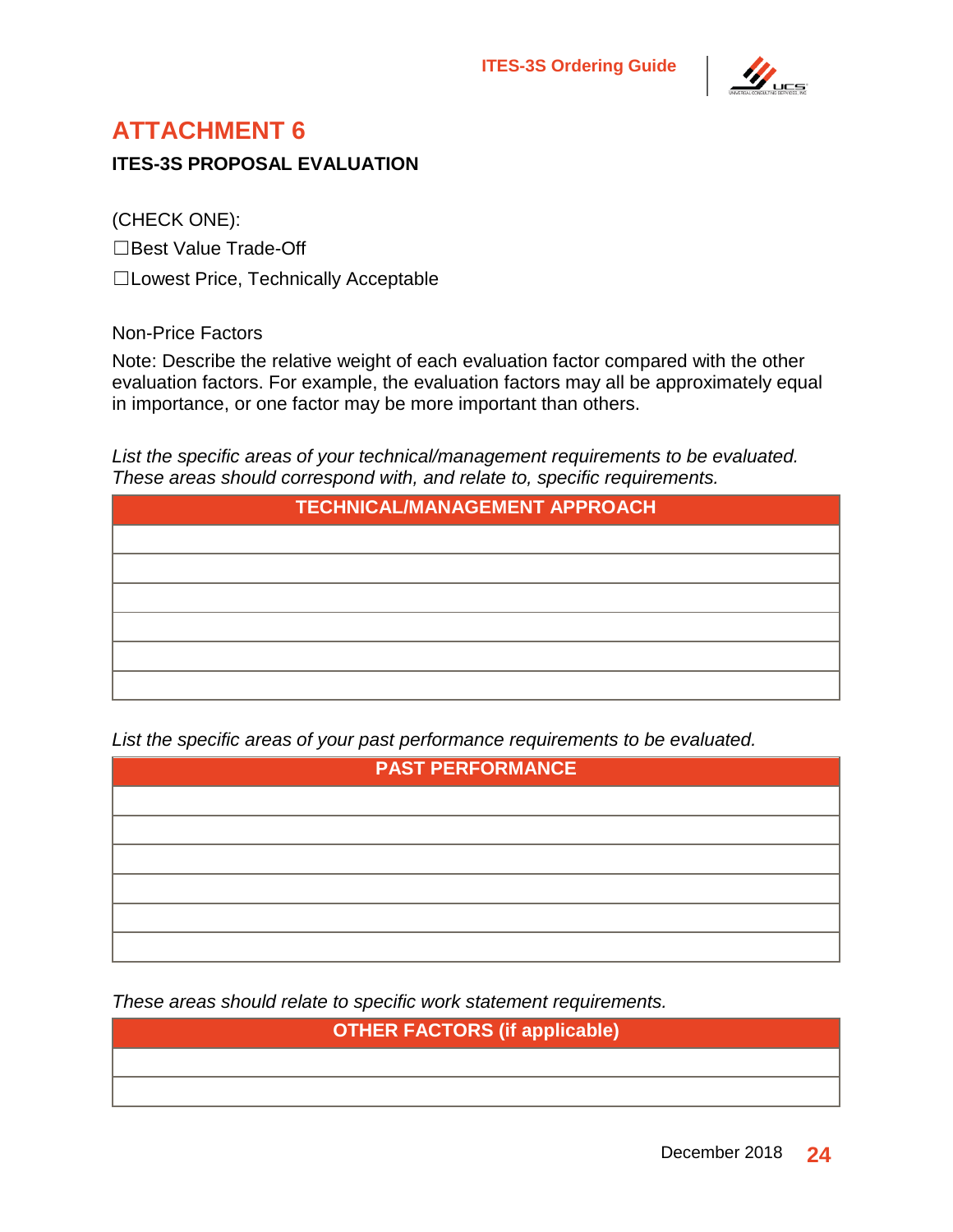# ATTACHMENT 6

**ITES-3S PROPOSAL EVALUATION**

(CHECK ONE):

☐Best Value Trade-Off

☐Lowest Price, Technically Acceptable

Non-Price Factors

Note: Describe the relative weight of each evaluation factor compared with the other evaluation factors. For example, the evaluation factors may all be approximately equal in importance, or one factor may be more important than others.

*List the specific areas of your technical/management requirements to be evaluated. These areas should correspond with, and relate to, specific requirements.*

| TECHNICAL/MANAGEMENT APPROACH |
|---|
| |
| |
| |
| |
| |
| |

*List the specific areas of your past performance requirements to be evaluated.*

| PAST PERFORMANCE |
|---|
| |
| |
| |
| |
| |
| |

*These areas should relate to specific work statement requirements.*

| OTHER FACTORS (if applicable) |
|---|
| |
| |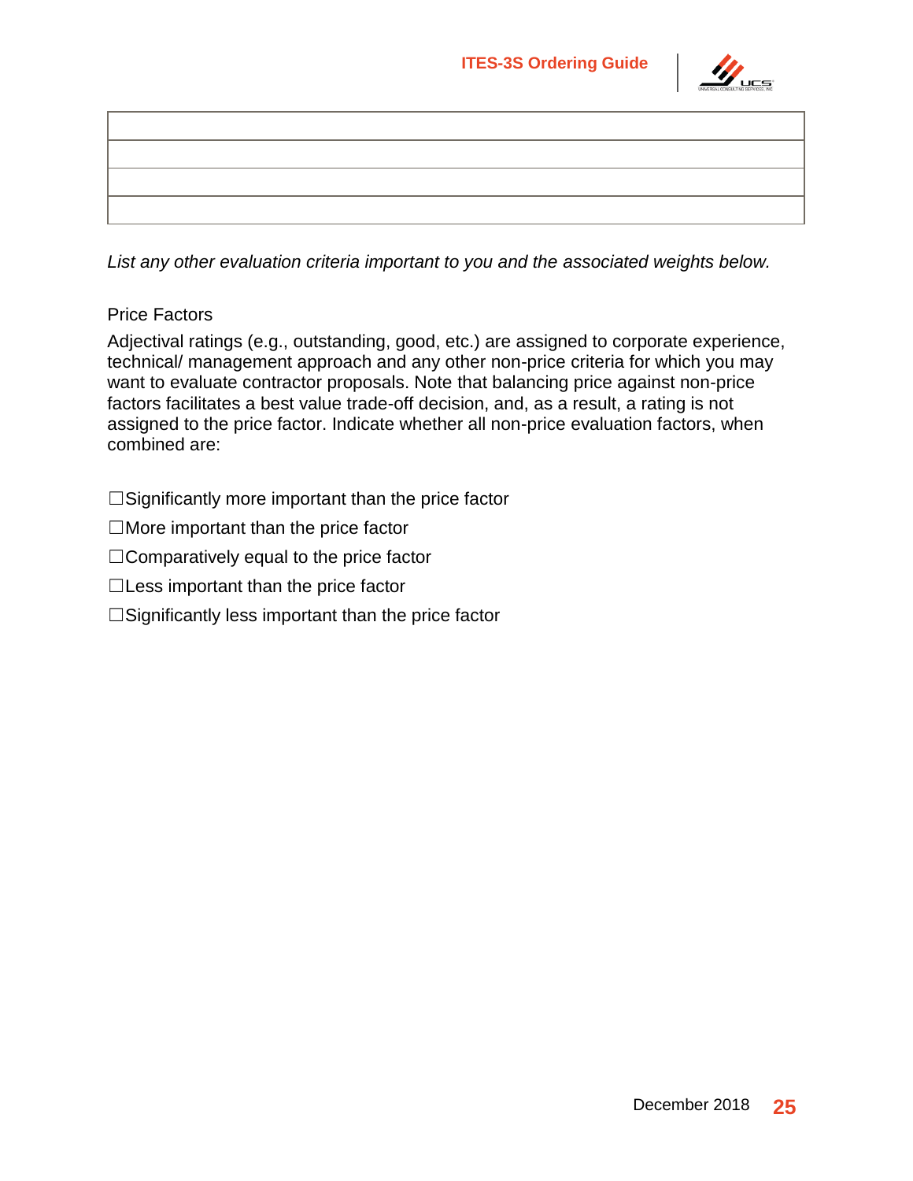| |
|---|
| |
| |
| |

*List any other evaluation criteria important to you and the associated weights below.*

Price Factors

Adjectival ratings (e.g., outstanding, good, etc.) are assigned to corporate experience, technical/ management approach and any other non-price criteria for which you may want to evaluate contractor proposals. Note that balancing price against non-price factors facilitates a best value trade-off decision, and, as a result, a rating is not assigned to the price factor. Indicate whether all non-price evaluation factors, when combined are:

☐Significantly more important than the price factor

☐More important than the price factor

☐Comparatively equal to the price factor

☐Less important than the price factor

☐Significantly less important than the price factor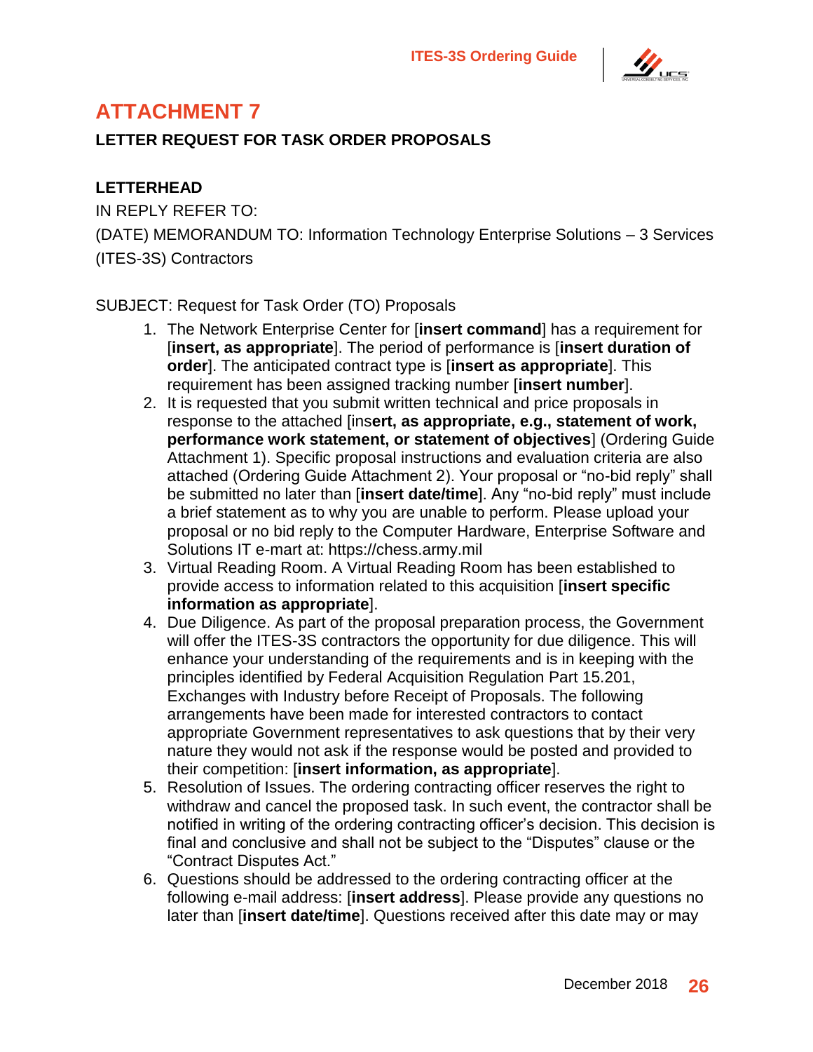# ATTACHMENT 7

## LETTER REQUEST FOR TASK ORDER PROPOSALS

**LETTERHEAD**

IN REPLY REFER TO:

(DATE) MEMORANDUM TO: Information Technology Enterprise Solutions – 3 Services (ITES-3S) Contractors

SUBJECT: Request for Task Order (TO) Proposals

1. The Network Enterprise Center for [**insert command**] has a requirement for [**insert, as appropriate**]. The period of performance is [**insert duration of order**]. The anticipated contract type is [**insert as appropriate**]. This requirement has been assigned tracking number [**insert number**].
2. It is requested that you submit written technical and price proposals in response to the attached [ins**ert, as appropriate, e.g., statement of work, performance work statement, or statement of objectives**] (Ordering Guide Attachment 1). Specific proposal instructions and evaluation criteria are also attached (Ordering Guide Attachment 2). Your proposal or "no-bid reply" shall be submitted no later than [**insert date/time**]. Any "no-bid reply" must include a brief statement as to why you are unable to perform. Please upload your proposal or no bid reply to the Computer Hardware, Enterprise Software and Solutions IT e-mart at: https://chess.army.mil
3. Virtual Reading Room. A Virtual Reading Room has been established to provide access to information related to this acquisition [**insert specific information as appropriate**].
4. Due Diligence. As part of the proposal preparation process, the Government will offer the ITES-3S contractors the opportunity for due diligence. This will enhance your understanding of the requirements and is in keeping with the principles identified by Federal Acquisition Regulation Part 15.201, Exchanges with Industry before Receipt of Proposals. The following arrangements have been made for interested contractors to contact appropriate Government representatives to ask questions that by their very nature they would not ask if the response would be posted and provided to their competition: [**insert information, as appropriate**].
5. Resolution of Issues. The ordering contracting officer reserves the right to withdraw and cancel the proposed task. In such event, the contractor shall be notified in writing of the ordering contracting officer's decision. This decision is final and conclusive and shall not be subject to the "Disputes" clause or the "Contract Disputes Act."
6. Questions should be addressed to the ordering contracting officer at the following e-mail address: [**insert address**]. Please provide any questions no later than [**insert date/time**]. Questions received after this date may or may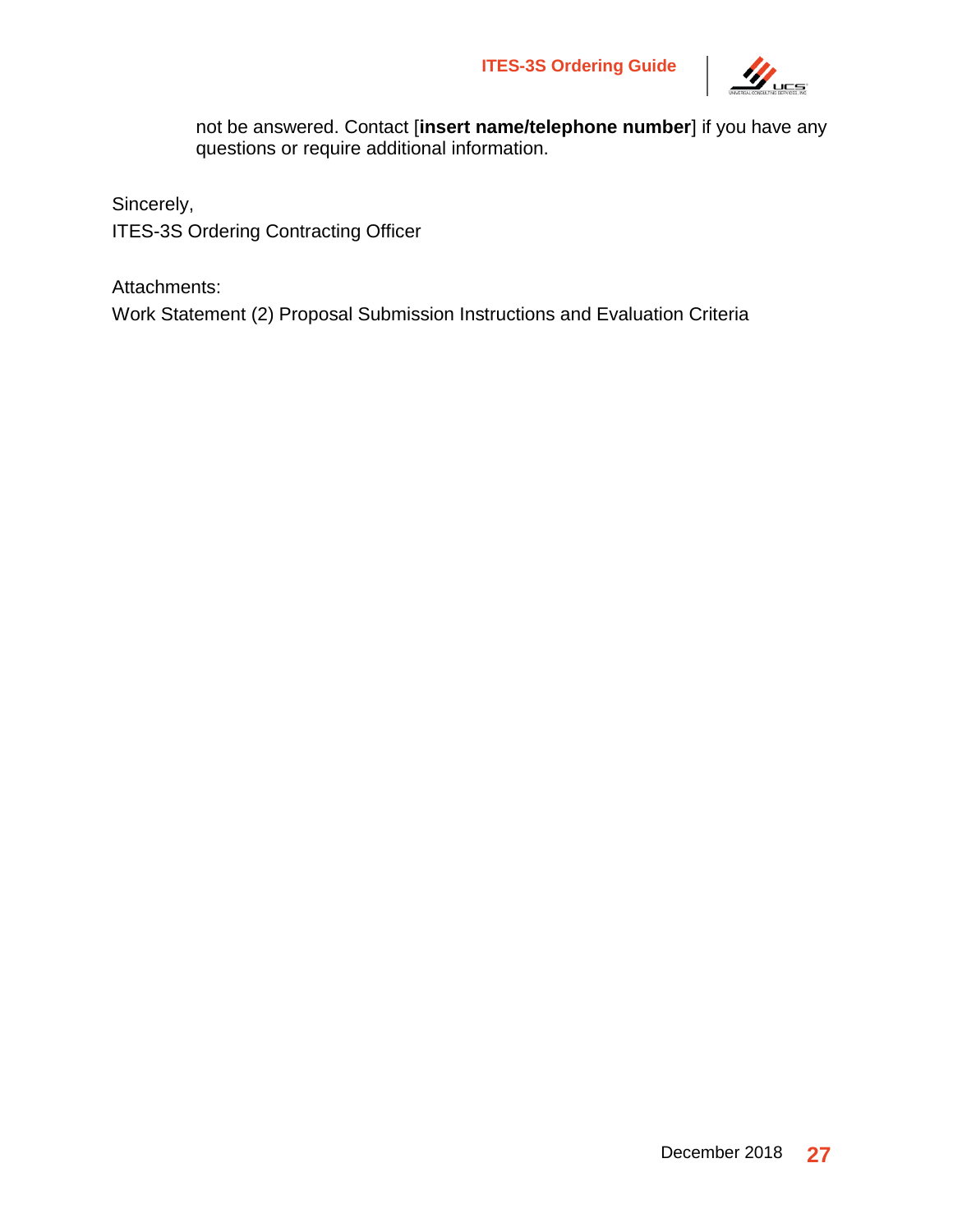not be answered. Contact [**insert name/telephone number**] if you have any questions or require additional information.

Sincerely,
ITES-3S Ordering Contracting Officer

Attachments:
Work Statement (2) Proposal Submission Instructions and Evaluation Criteria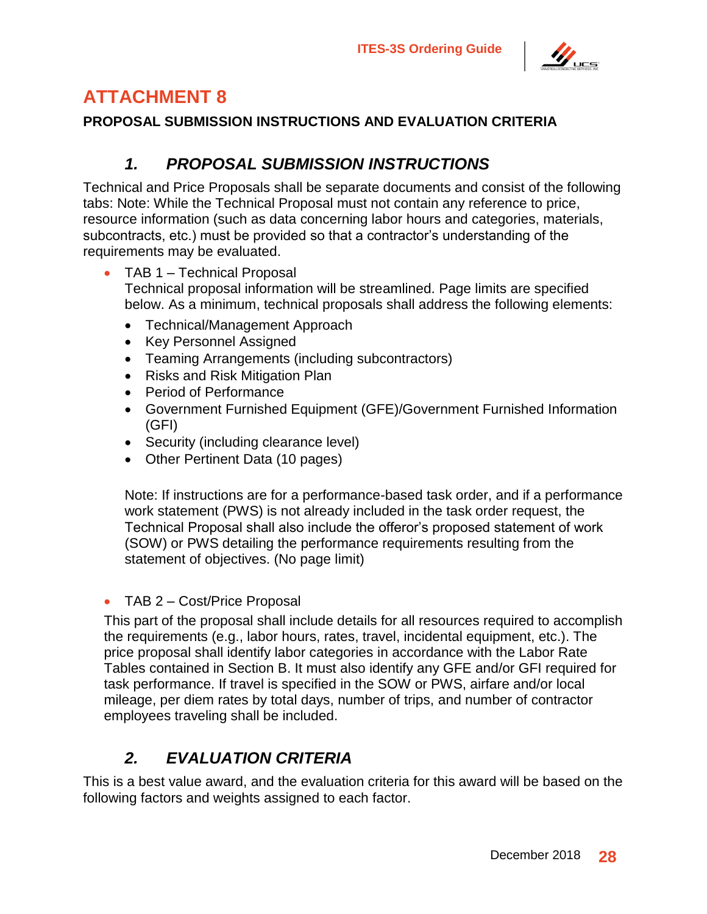# ATTACHMENT 8

**PROPOSAL SUBMISSION INSTRUCTIONS AND EVALUATION CRITERIA**

## *1. PROPOSAL SUBMISSION INSTRUCTIONS*

Technical and Price Proposals shall be separate documents and consist of the following tabs: Note: While the Technical Proposal must not contain any reference to price, resource information (such as data concerning labor hours and categories, materials, subcontracts, etc.) must be provided so that a contractor's understanding of the requirements may be evaluated.

- TAB 1 – Technical Proposal
  Technical proposal information will be streamlined. Page limits are specified below. As a minimum, technical proposals shall address the following elements:
  - Technical/Management Approach
  - Key Personnel Assigned
  - Teaming Arrangements (including subcontractors)
  - Risks and Risk Mitigation Plan
  - Period of Performance
  - Government Furnished Equipment (GFE)/Government Furnished Information (GFI)
  - Security (including clearance level)
  - Other Pertinent Data (10 pages)

  Note: If instructions are for a performance-based task order, and if a performance work statement (PWS) is not already included in the task order request, the Technical Proposal shall also include the offeror's proposed statement of work (SOW) or PWS detailing the performance requirements resulting from the statement of objectives. (No page limit)

- TAB 2 – Cost/Price Proposal

This part of the proposal shall include details for all resources required to accomplish the requirements (e.g., labor hours, rates, travel, incidental equipment, etc.). The price proposal shall identify labor categories in accordance with the Labor Rate Tables contained in Section B. It must also identify any GFE and/or GFI required for task performance. If travel is specified in the SOW or PWS, airfare and/or local mileage, per diem rates by total days, number of trips, and number of contractor employees traveling shall be included.

## *2. EVALUATION CRITERIA*

This is a best value award, and the evaluation criteria for this award will be based on the following factors and weights assigned to each factor.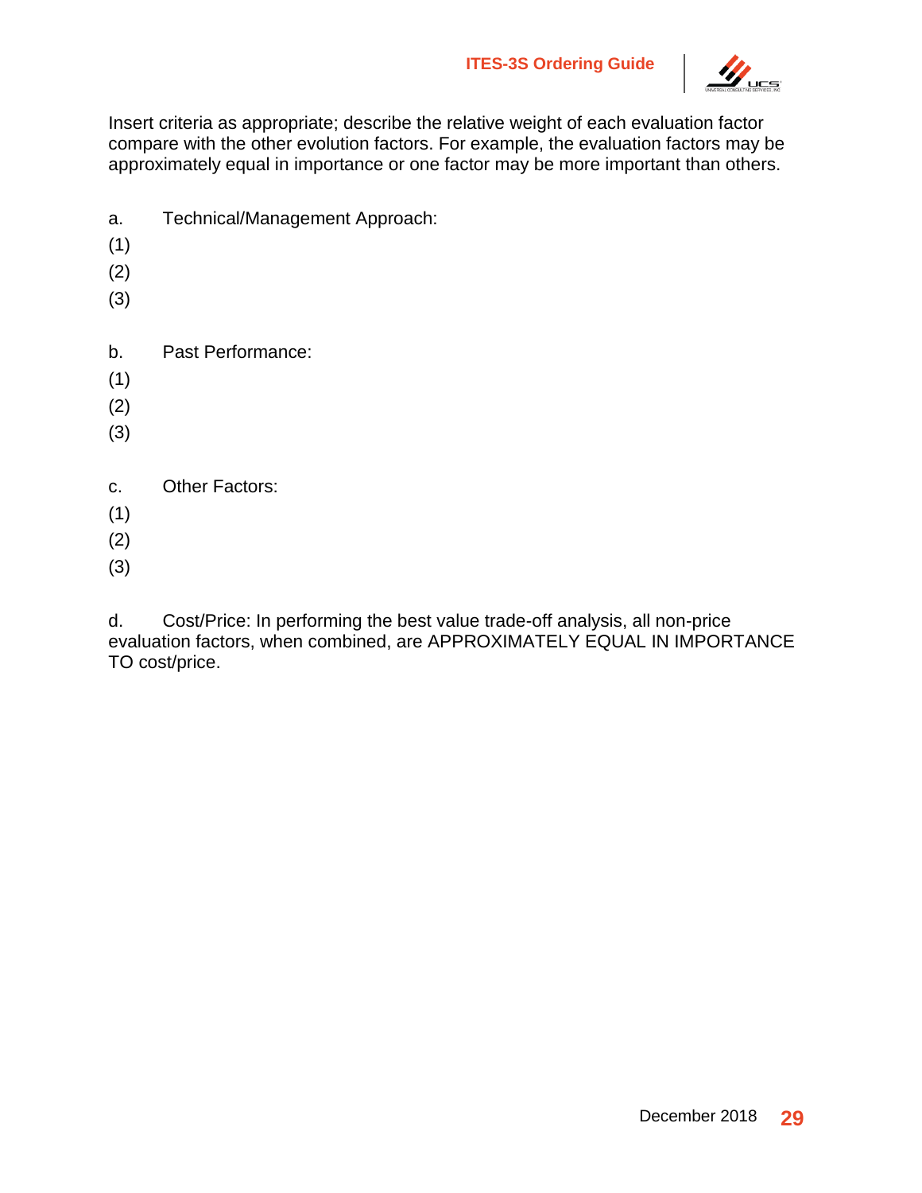Insert criteria as appropriate; describe the relative weight of each evaluation factor compare with the other evolution factors. For example, the evaluation factors may be approximately equal in importance or one factor may be more important than others.

a. Technical/Management Approach:

(1)

(2)

(3)

b. Past Performance:

(1)

(2)

(3)

c. Other Factors:

(1)

(2)

(3)

d. Cost/Price: In performing the best value trade-off analysis, all non-price evaluation factors, when combined, are APPROXIMATELY EQUAL IN IMPORTANCE TO cost/price.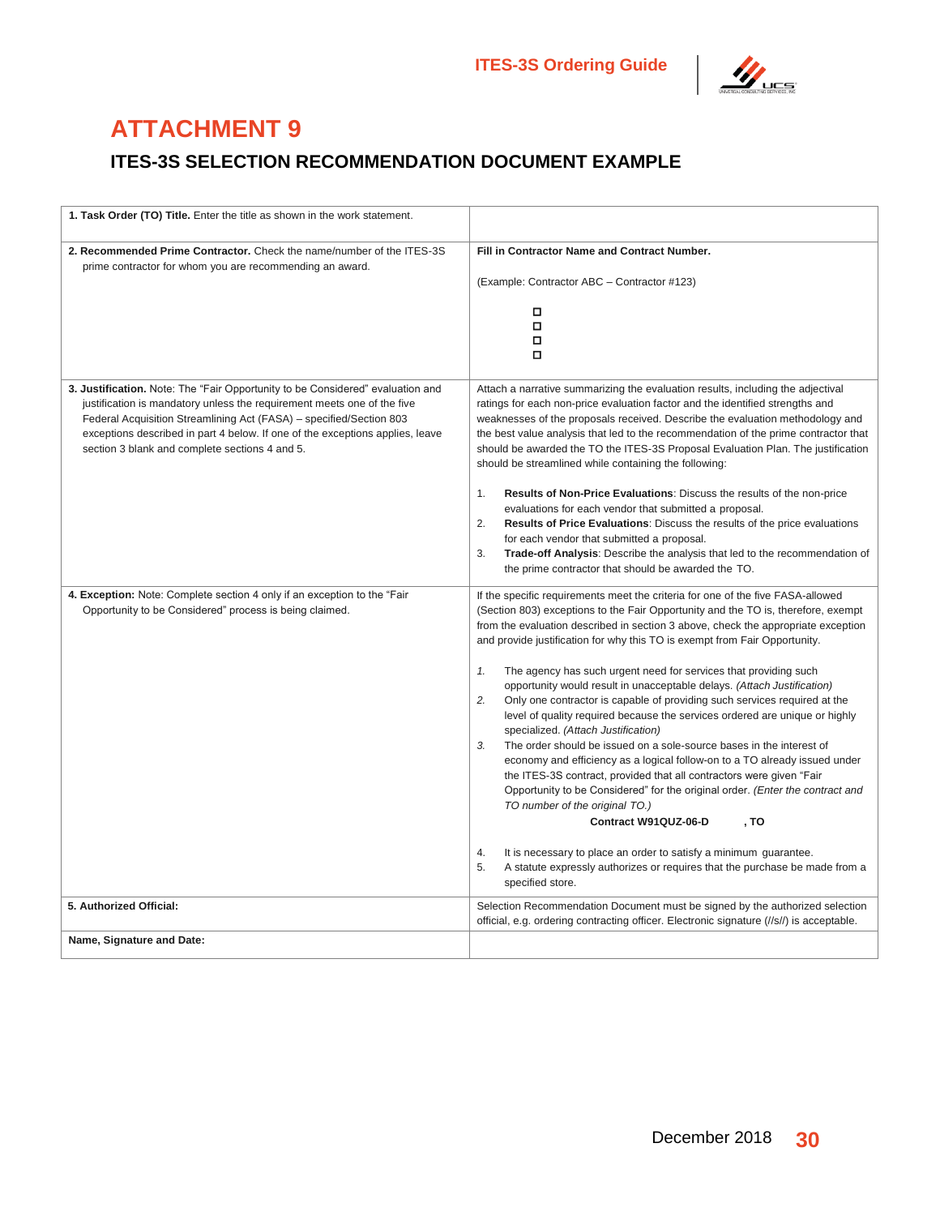# ATTACHMENT 9

## ITES-3S SELECTION RECOMMENDATION DOCUMENT EXAMPLE

| **1. Task Order (TO) Title.** Enter the title as shown in the work statement. | |
|---|---|
| **2. Recommended Prime Contractor.** Check the name/number of the ITES-3S prime contractor for whom you are recommending an award. | **Fill in Contractor Name and Contract Number.**<br><br>(Example: Contractor ABC – Contractor #123)<br><br>☐<br>☐<br>☐<br>☐ |
| **3. Justification.** Note: The "Fair Opportunity to be Considered" evaluation and justification is mandatory unless the requirement meets one of the five Federal Acquisition Streamlining Act (FASA) – specified/Section 803 exceptions described in part 4 below. If one of the exceptions applies, leave section 3 blank and complete sections 4 and 5. | Attach a narrative summarizing the evaluation results, including the adjectival ratings for each non-price evaluation factor and the identified strengths and weaknesses of the proposals received. Describe the evaluation methodology and the best value analysis that led to the recommendation of the prime contractor that should be awarded the TO the ITES-3S Proposal Evaluation Plan. The justification should be streamlined while containing the following:<br><br>1. **Results of Non-Price Evaluations**: Discuss the results of the non-price evaluations for each vendor that submitted a proposal.<br>2. **Results of Price Evaluations**: Discuss the results of the price evaluations for each vendor that submitted a proposal.<br>3. **Trade-off Analysis**: Describe the analysis that led to the recommendation of the prime contractor that should be awarded the TO. |
| **4. Exception:** Note: Complete section 4 only if an exception to the "Fair Opportunity to be Considered" process is being claimed. | If the specific requirements meet the criteria for one of the five FASA-allowed (Section 803) exceptions to the Fair Opportunity and the TO is, therefore, exempt from the evaluation described in section 3 above, check the appropriate exception and provide justification for why this TO is exempt from Fair Opportunity.<br><br>*1.* The agency has such urgent need for services that providing such opportunity would result in unacceptable delays. *(Attach Justification)*<br>*2.* Only one contractor is capable of providing such services required at the level of quality required because the services ordered are unique or highly specialized. *(Attach Justification)*<br>*3.* The order should be issued on a sole-source bases in the interest of economy and efficiency as a logical follow-on to a TO already issued under the ITES-3S contract, provided that all contractors were given "Fair Opportunity to be Considered" for the original order. *(Enter the contract and TO number of the original TO.)*<br>**Contract W91QUZ-06-D , TO**<br><br>4. It is necessary to place an order to satisfy a minimum guarantee.<br>5. A statute expressly authorizes or requires that the purchase be made from a specified store. |
| **5. Authorized Official:** | Selection Recommendation Document must be signed by the authorized selection official, e.g. ordering contracting officer. Electronic signature (//s//) is acceptable. |
| **Name, Signature and Date:** | |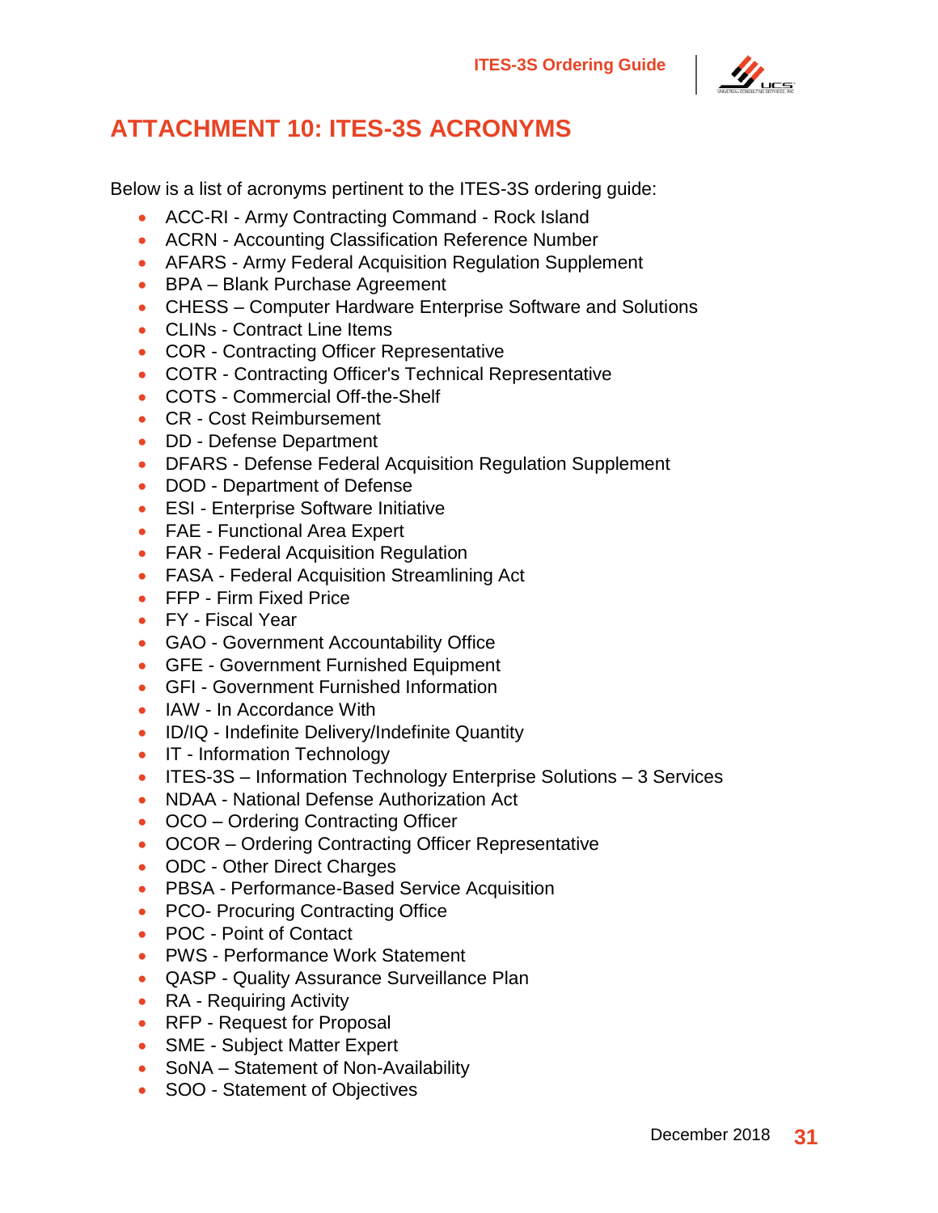# ATTACHMENT 10: ITES-3S ACRONYMS

Below is a list of acronyms pertinent to the ITES-3S ordering guide:

- ACC-RI - Army Contracting Command - Rock Island
- ACRN - Accounting Classification Reference Number
- AFARS - Army Federal Acquisition Regulation Supplement
- BPA – Blank Purchase Agreement
- CHESS – Computer Hardware Enterprise Software and Solutions
- CLINs - Contract Line Items
- COR - Contracting Officer Representative
- COTR - Contracting Officer's Technical Representative
- COTS - Commercial Off-the-Shelf
- CR - Cost Reimbursement
- DD - Defense Department
- DFARS - Defense Federal Acquisition Regulation Supplement
- DOD - Department of Defense
- ESI - Enterprise Software Initiative
- FAE - Functional Area Expert
- FAR - Federal Acquisition Regulation
- FASA - Federal Acquisition Streamlining Act
- FFP - Firm Fixed Price
- FY - Fiscal Year
- GAO - Government Accountability Office
- GFE - Government Furnished Equipment
- GFI - Government Furnished Information
- IAW - In Accordance With
- ID/IQ - Indefinite Delivery/Indefinite Quantity
- IT - Information Technology
- ITES-3S – Information Technology Enterprise Solutions – 3 Services
- NDAA - National Defense Authorization Act
- OCO – Ordering Contracting Officer
- OCOR – Ordering Contracting Officer Representative
- ODC - Other Direct Charges
- PBSA - Performance-Based Service Acquisition
- PCO- Procuring Contracting Office
- POC - Point of Contact
- PWS - Performance Work Statement
- QASP - Quality Assurance Surveillance Plan
- RA - Requiring Activity
- RFP - Request for Proposal
- SME - Subject Matter Expert
- SoNA – Statement of Non-Availability
- SOO - Statement of Objectives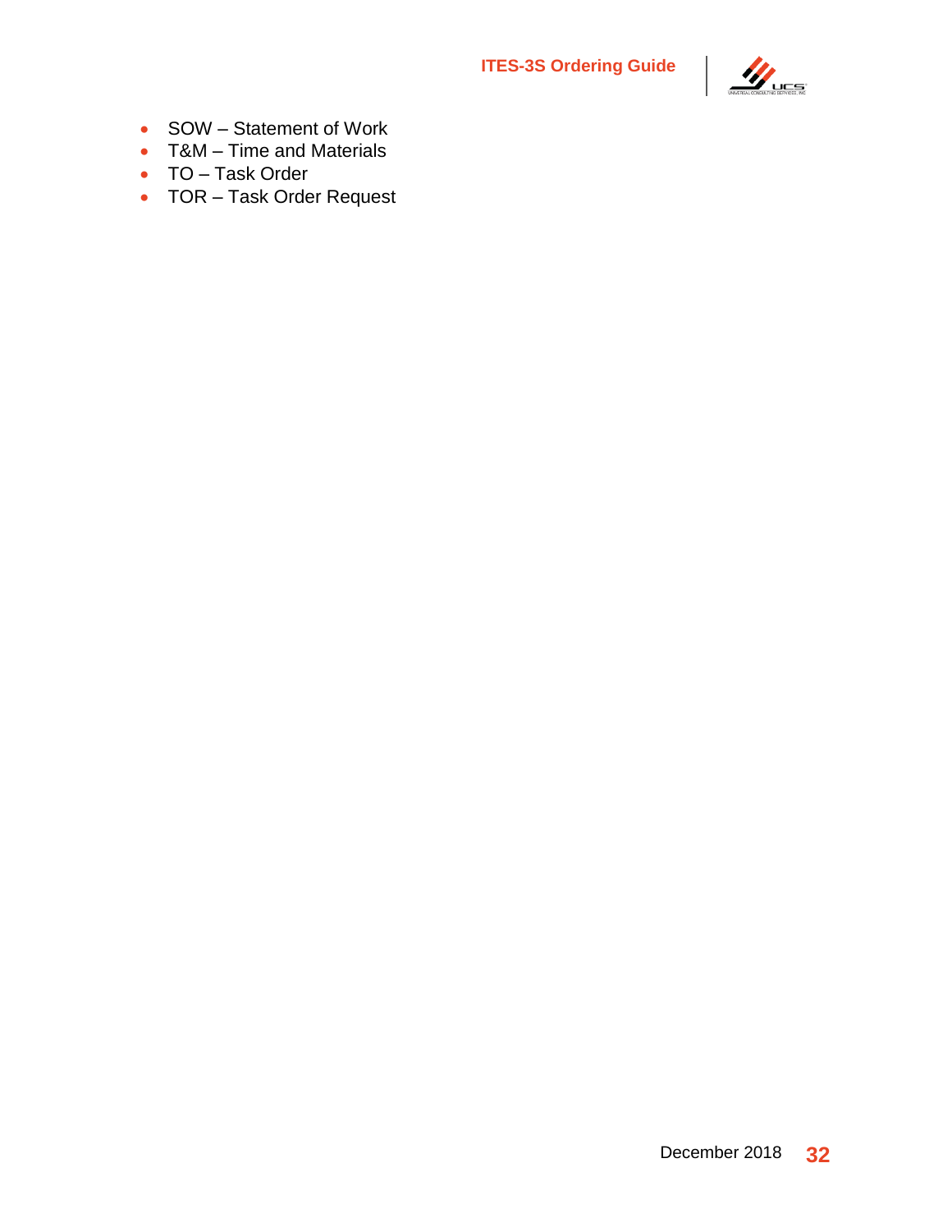- SOW – Statement of Work
- T&M – Time and Materials
- TO – Task Order
- TOR – Task Order Request